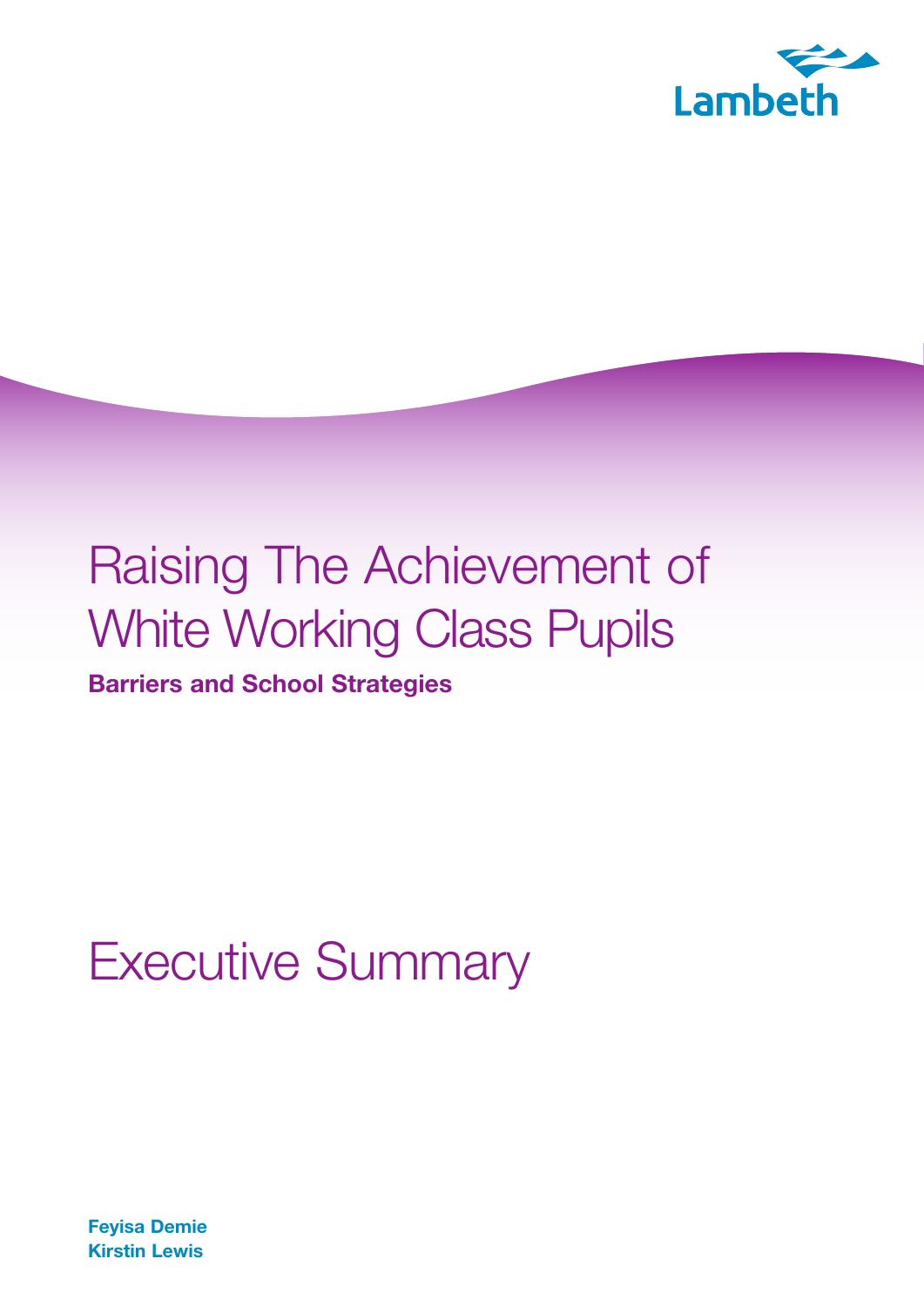Lambeth

# Raising The Achievement of White Working Class Pupils

**Barriers and School Strategies**

# Executive Summary

**Feyisa Demie**
**Kirstin Lewis**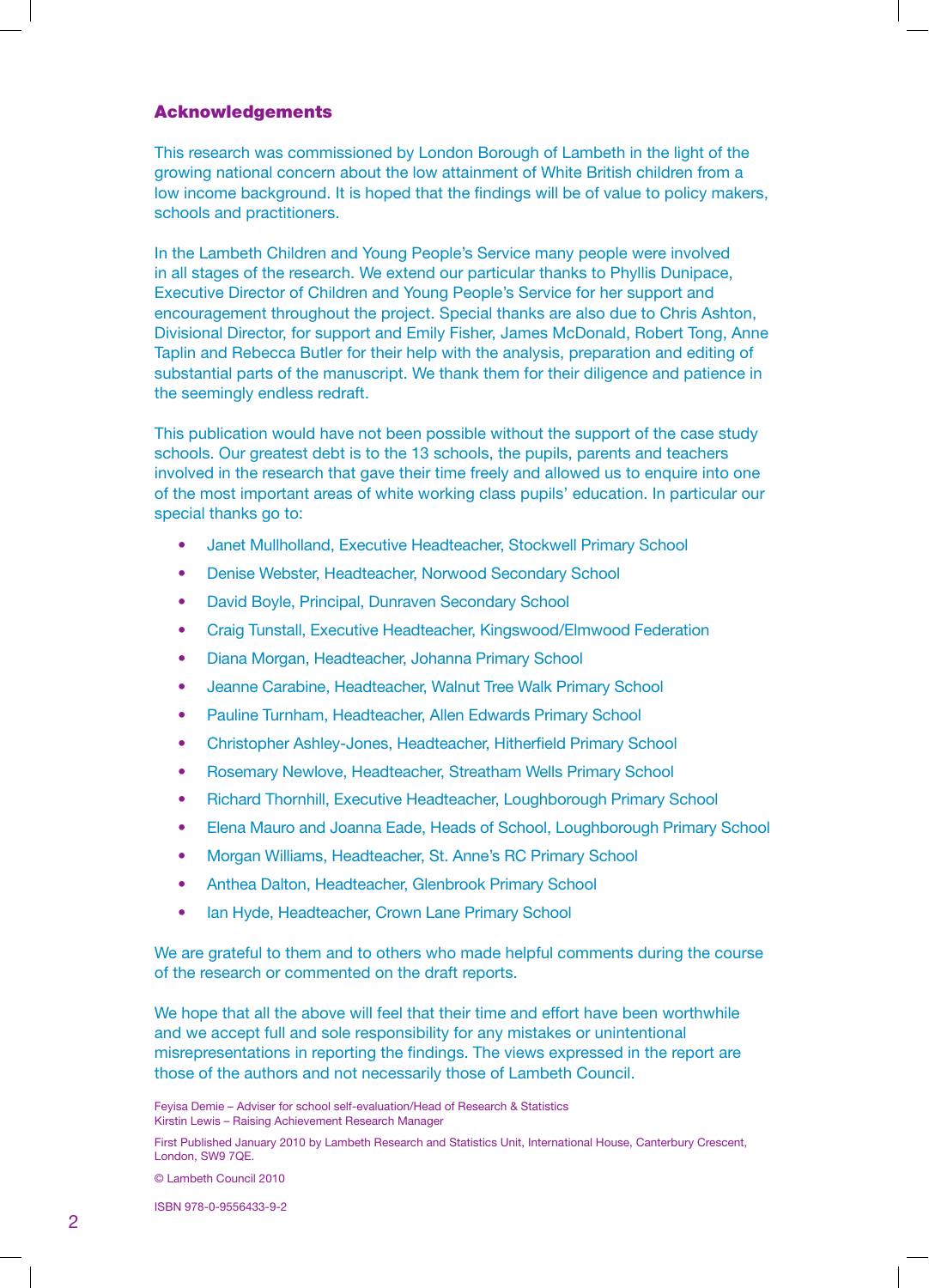## Acknowledgements

This research was commissioned by London Borough of Lambeth in the light of the growing national concern about the low attainment of White British children from a low income background. It is hoped that the findings will be of value to policy makers, schools and practitioners.

In the Lambeth Children and Young People's Service many people were involved in all stages of the research. We extend our particular thanks to Phyllis Dunipace, Executive Director of Children and Young People's Service for her support and encouragement throughout the project. Special thanks are also due to Chris Ashton, Divisional Director, for support and Emily Fisher, James McDonald, Robert Tong, Anne Taplin and Rebecca Butler for their help with the analysis, preparation and editing of substantial parts of the manuscript. We thank them for their diligence and patience in the seemingly endless redraft.

This publication would have not been possible without the support of the case study schools. Our greatest debt is to the 13 schools, the pupils, parents and teachers involved in the research that gave their time freely and allowed us to enquire into one of the most important areas of white working class pupils' education. In particular our special thanks go to:

- Janet Mullholland, Executive Headteacher, Stockwell Primary School
- Denise Webster, Headteacher, Norwood Secondary School
- David Boyle, Principal, Dunraven Secondary School
- Craig Tunstall, Executive Headteacher, Kingswood/Elmwood Federation
- Diana Morgan, Headteacher, Johanna Primary School
- Jeanne Carabine, Headteacher, Walnut Tree Walk Primary School
- Pauline Turnham, Headteacher, Allen Edwards Primary School
- Christopher Ashley-Jones, Headteacher, Hitherfield Primary School
- Rosemary Newlove, Headteacher, Streatham Wells Primary School
- Richard Thornhill, Executive Headteacher, Loughborough Primary School
- Elena Mauro and Joanna Eade, Heads of School, Loughborough Primary School
- Morgan Williams, Headteacher, St. Anne's RC Primary School
- Anthea Dalton, Headteacher, Glenbrook Primary School
- Ian Hyde, Headteacher, Crown Lane Primary School

We are grateful to them and to others who made helpful comments during the course of the research or commented on the draft reports.

We hope that all the above will feel that their time and effort have been worthwhile and we accept full and sole responsibility for any mistakes or unintentional misrepresentations in reporting the findings. The views expressed in the report are those of the authors and not necessarily those of Lambeth Council.

Feyisa Demie – Adviser for school self-evaluation/Head of Research & Statistics
Kirstin Lewis – Raising Achievement Research Manager

First Published January 2010 by Lambeth Research and Statistics Unit, International House, Canterbury Crescent, London, SW9 7QE.

© Lambeth Council 2010

ISBN 978-0-9556433-9-2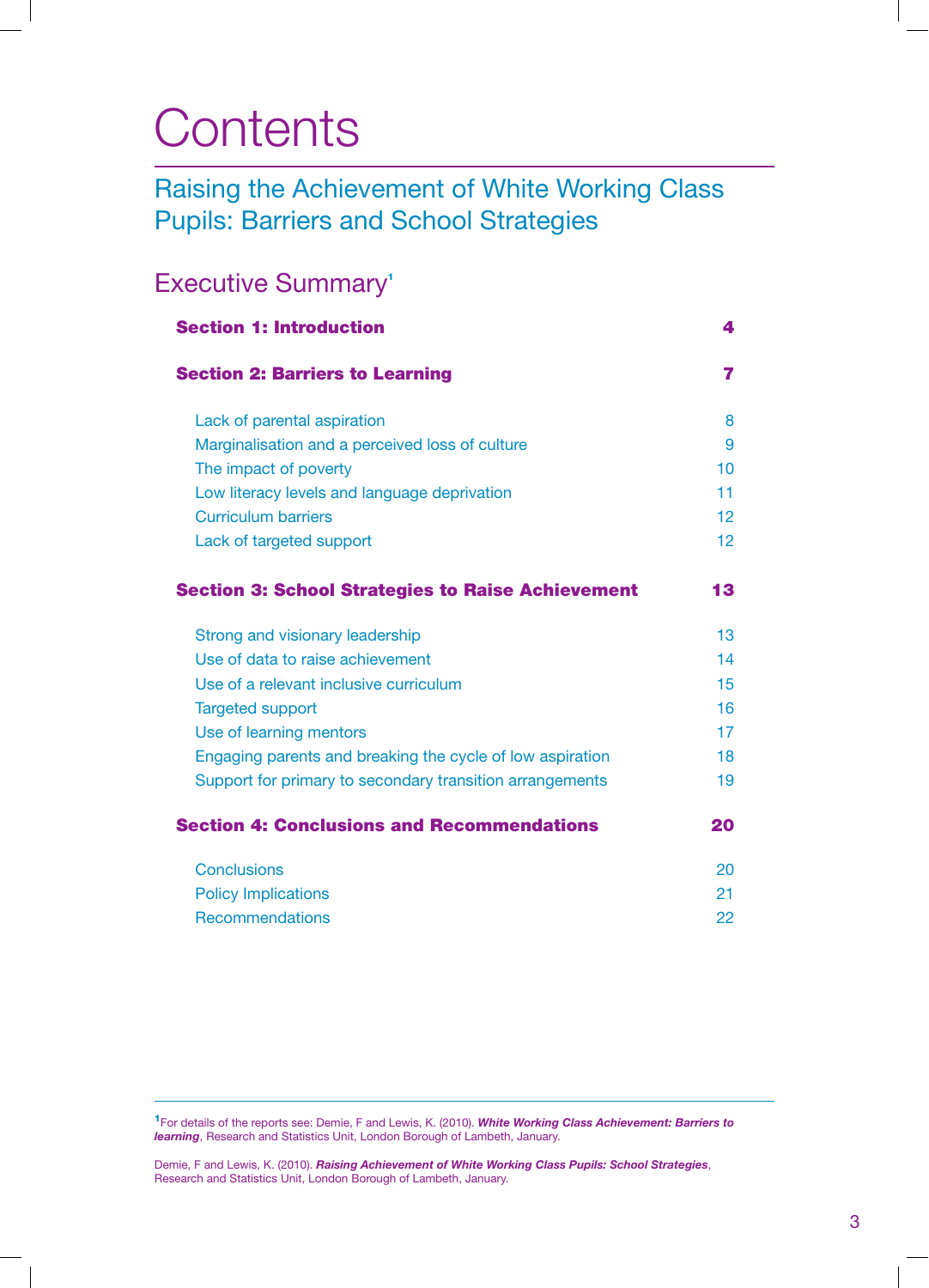# Contents

## Raising the Achievement of White Working Class Pupils: Barriers and School Strategies

## Executive Summary[1]

| | |
|---|---|
| **Section 1: Introduction** | **4** |
| **Section 2: Barriers to Learning** | **7** |
| Lack of parental aspiration | 8 |
| Marginalisation and a perceived loss of culture | 9 |
| The impact of poverty | 10 |
| Low literacy levels and language deprivation | 11 |
| Curriculum barriers | 12 |
| Lack of targeted support | 12 |
| **Section 3: School Strategies to Raise Achievement** | **13** |
| Strong and visionary leadership | 13 |
| Use of data to raise achievement | 14 |
| Use of a relevant inclusive curriculum | 15 |
| Targeted support | 16 |
| Use of learning mentors | 17 |
| Engaging parents and breaking the cycle of low aspiration | 18 |
| Support for primary to secondary transition arrangements | 19 |
| **Section 4: Conclusions and Recommendations** | **20** |
| Conclusions | 20 |
| Policy Implications | 21 |
| Recommendations | 22 |

---

[1] For details of the reports see: Demie, F and Lewis, K. (2010). ***White Working Class Achievement: Barriers to learning***, Research and Statistics Unit, London Borough of Lambeth, January.

Demie, F and Lewis, K. (2010). ***Raising Achievement of White Working Class Pupils: School Strategies***, Research and Statistics Unit, London Borough of Lambeth, January.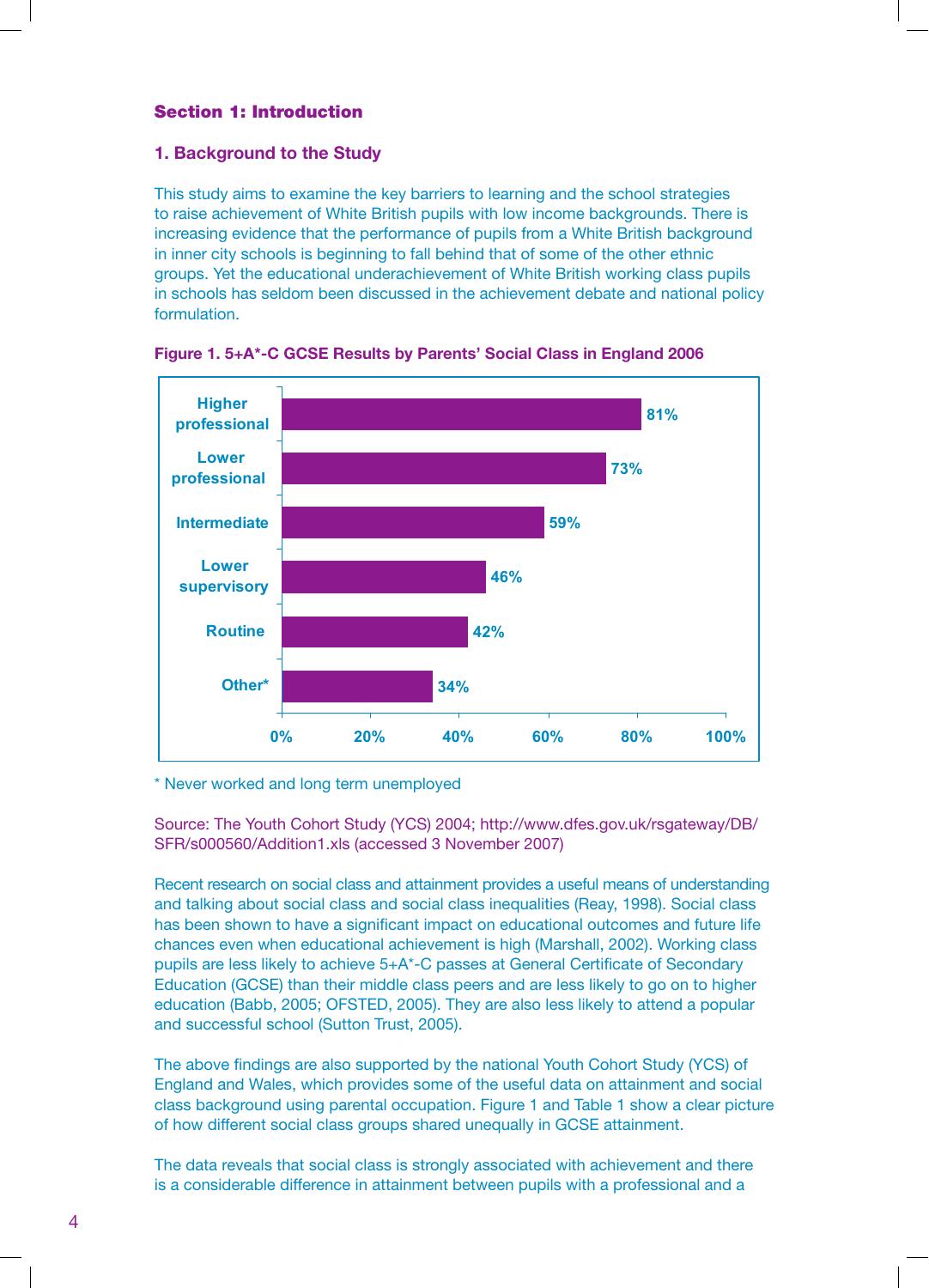## Section 1: Introduction

### 1. Background to the Study

This study aims to examine the key barriers to learning and the school strategies to raise achievement of White British pupils with low income backgrounds. There is increasing evidence that the performance of pupils from a White British background in inner city schools is beginning to fall behind that of some of the other ethnic groups. Yet the educational underachievement of White British working class pupils in schools has seldom been discussed in the achievement debate and national policy formulation.

**Figure 1. 5+A*-C GCSE Results by Parents' Social Class in England 2006**

| Parents' Social Class | 5+A*-C GCSE |
|---|---|
| Higher professional | 81% |
| Lower professional | 73% |
| Intermediate | 59% |
| Lower supervisory | 46% |
| Routine | 42% |
| Other* | 34% |

\* Never worked and long term unemployed

Source: The Youth Cohort Study (YCS) 2004; http://www.dfes.gov.uk/rsgateway/DB/SFR/s000560/Addition1.xls (accessed 3 November 2007)

Recent research on social class and attainment provides a useful means of understanding and talking about social class and social class inequalities (Reay, 1998). Social class has been shown to have a significant impact on educational outcomes and future life chances even when educational achievement is high (Marshall, 2002). Working class pupils are less likely to achieve 5+A*-C passes at General Certificate of Secondary Education (GCSE) than their middle class peers and are less likely to go on to higher education (Babb, 2005; OFSTED, 2005). They are also less likely to attend a popular and successful school (Sutton Trust, 2005).

The above findings are also supported by the national Youth Cohort Study (YCS) of England and Wales, which provides some of the useful data on attainment and social class background using parental occupation. Figure 1 and Table 1 show a clear picture of how different social class groups shared unequally in GCSE attainment.

The data reveals that social class is strongly associated with achievement and there is a considerable difference in attainment between pupils with a professional and a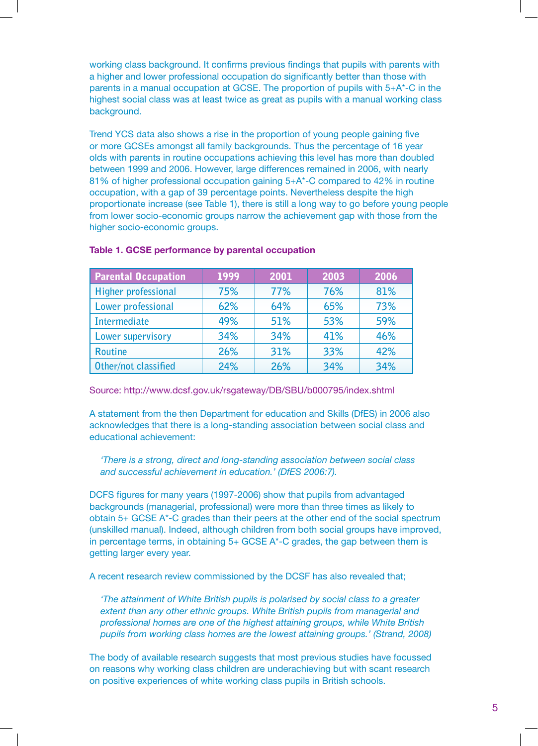working class background. It confirms previous findings that pupils with parents with a higher and lower professional occupation do significantly better than those with parents in a manual occupation at GCSE. The proportion of pupils with 5+A*-C in the highest social class was at least twice as great as pupils with a manual working class background.

Trend YCS data also shows a rise in the proportion of young people gaining five or more GCSEs amongst all family backgrounds. Thus the percentage of 16 year olds with parents in routine occupations achieving this level has more than doubled between 1999 and 2006. However, large differences remained in 2006, with nearly 81% of higher professional occupation gaining 5+A*-C compared to 42% in routine occupation, with a gap of 39 percentage points. Nevertheless despite the high proportionate increase (see Table 1), there is still a long way to go before young people from lower socio-economic groups narrow the achievement gap with those from the higher socio-economic groups.

**Table 1. GCSE performance by parental occupation**

| Parental Occupation | 1999 | 2001 | 2003 | 2006 |
|---|---|---|---|---|
| Higher professional | 75% | 77% | 76% | 81% |
| Lower professional | 62% | 64% | 65% | 73% |
| Intermediate | 49% | 51% | 53% | 59% |
| Lower supervisory | 34% | 34% | 41% | 46% |
| Routine | 26% | 31% | 33% | 42% |
| Other/not classified | 24% | 26% | 34% | 34% |

Source: http://www.dcsf.gov.uk/rsgateway/DB/SBU/b000795/index.shtml

A statement from the then Department for education and Skills (DfES) in 2006 also acknowledges that there is a long-standing association between social class and educational achievement:

> *'There is a strong, direct and long-standing association between social class and successful achievement in education.' (DfES 2006:7).*

DCFS figures for many years (1997-2006) show that pupils from advantaged backgrounds (managerial, professional) were more than three times as likely to obtain 5+ GCSE A*-C grades than their peers at the other end of the social spectrum (unskilled manual). Indeed, although children from both social groups have improved, in percentage terms, in obtaining 5+ GCSE A*-C grades, the gap between them is getting larger every year.

A recent research review commissioned by the DCSF has also revealed that;

> *'The attainment of White British pupils is polarised by social class to a greater extent than any other ethnic groups. White British pupils from managerial and professional homes are one of the highest attaining groups, while White British pupils from working class homes are the lowest attaining groups.' (Strand, 2008)*

The body of available research suggests that most previous studies have focussed on reasons why working class children are underachieving but with scant research on positive experiences of white working class pupils in British schools.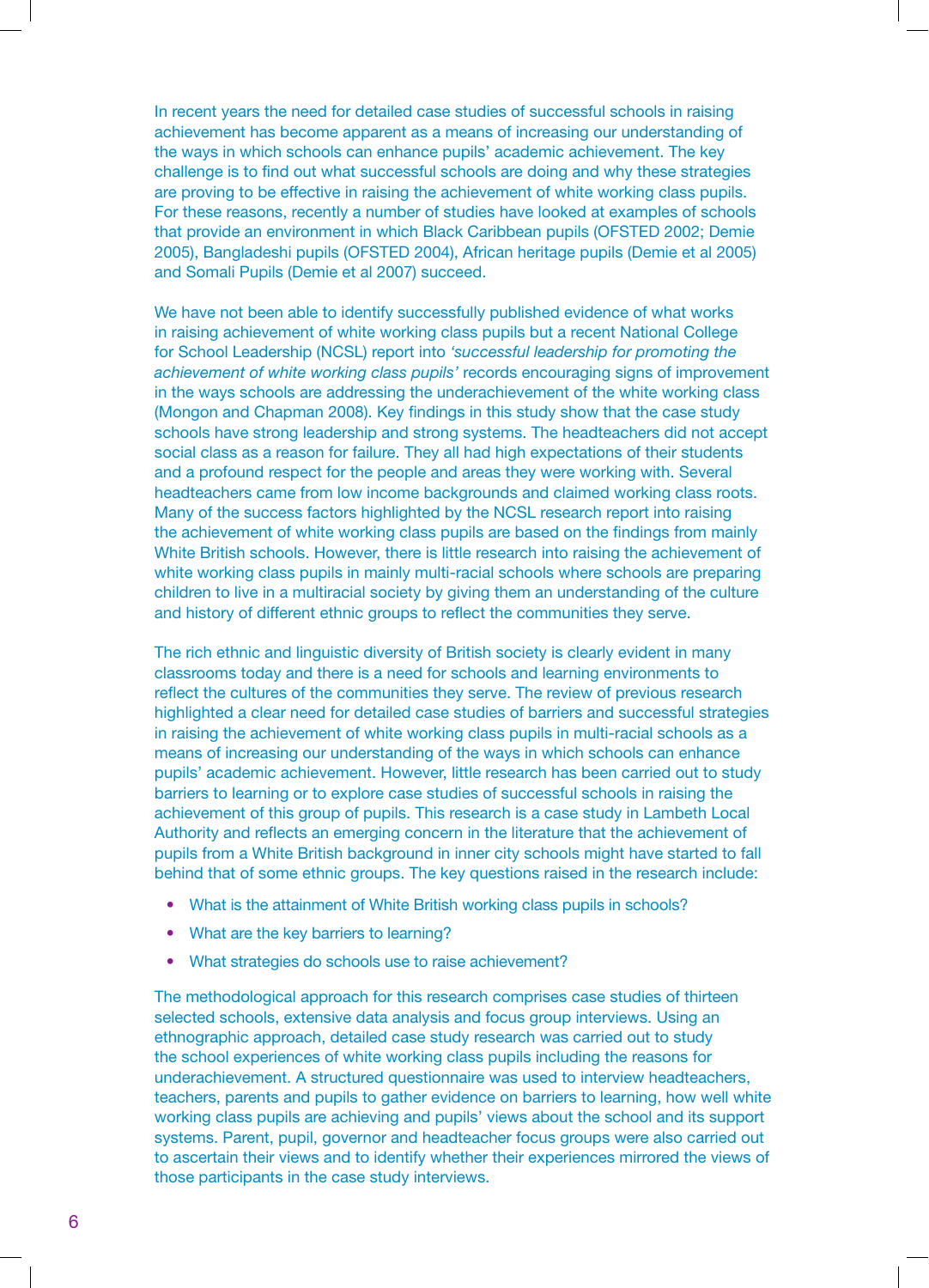In recent years the need for detailed case studies of successful schools in raising achievement has become apparent as a means of increasing our understanding of the ways in which schools can enhance pupils' academic achievement. The key challenge is to find out what successful schools are doing and why these strategies are proving to be effective in raising the achievement of white working class pupils. For these reasons, recently a number of studies have looked at examples of schools that provide an environment in which Black Caribbean pupils (OFSTED 2002; Demie 2005), Bangladeshi pupils (OFSTED 2004), African heritage pupils (Demie et al 2005) and Somali Pupils (Demie et al 2007) succeed.

We have not been able to identify successfully published evidence of what works in raising achievement of white working class pupils but a recent National College for School Leadership (NCSL) report into *'successful leadership for promoting the achievement of white working class pupils'* records encouraging signs of improvement in the ways schools are addressing the underachievement of the white working class (Mongon and Chapman 2008). Key findings in this study show that the case study schools have strong leadership and strong systems. The headteachers did not accept social class as a reason for failure. They all had high expectations of their students and a profound respect for the people and areas they were working with. Several headteachers came from low income backgrounds and claimed working class roots. Many of the success factors highlighted by the NCSL research report into raising the achievement of white working class pupils are based on the findings from mainly White British schools. However, there is little research into raising the achievement of white working class pupils in mainly multi-racial schools where schools are preparing children to live in a multiracial society by giving them an understanding of the culture and history of different ethnic groups to reflect the communities they serve.

The rich ethnic and linguistic diversity of British society is clearly evident in many classrooms today and there is a need for schools and learning environments to reflect the cultures of the communities they serve. The review of previous research highlighted a clear need for detailed case studies of barriers and successful strategies in raising the achievement of white working class pupils in multi-racial schools as a means of increasing our understanding of the ways in which schools can enhance pupils' academic achievement. However, little research has been carried out to study barriers to learning or to explore case studies of successful schools in raising the achievement of this group of pupils. This research is a case study in Lambeth Local Authority and reflects an emerging concern in the literature that the achievement of pupils from a White British background in inner city schools might have started to fall behind that of some ethnic groups. The key questions raised in the research include:

- What is the attainment of White British working class pupils in schools?
- What are the key barriers to learning?
- What strategies do schools use to raise achievement?

The methodological approach for this research comprises case studies of thirteen selected schools, extensive data analysis and focus group interviews. Using an ethnographic approach, detailed case study research was carried out to study the school experiences of white working class pupils including the reasons for underachievement. A structured questionnaire was used to interview headteachers, teachers, parents and pupils to gather evidence on barriers to learning, how well white working class pupils are achieving and pupils' views about the school and its support systems. Parent, pupil, governor and headteacher focus groups were also carried out to ascertain their views and to identify whether their experiences mirrored the views of those participants in the case study interviews.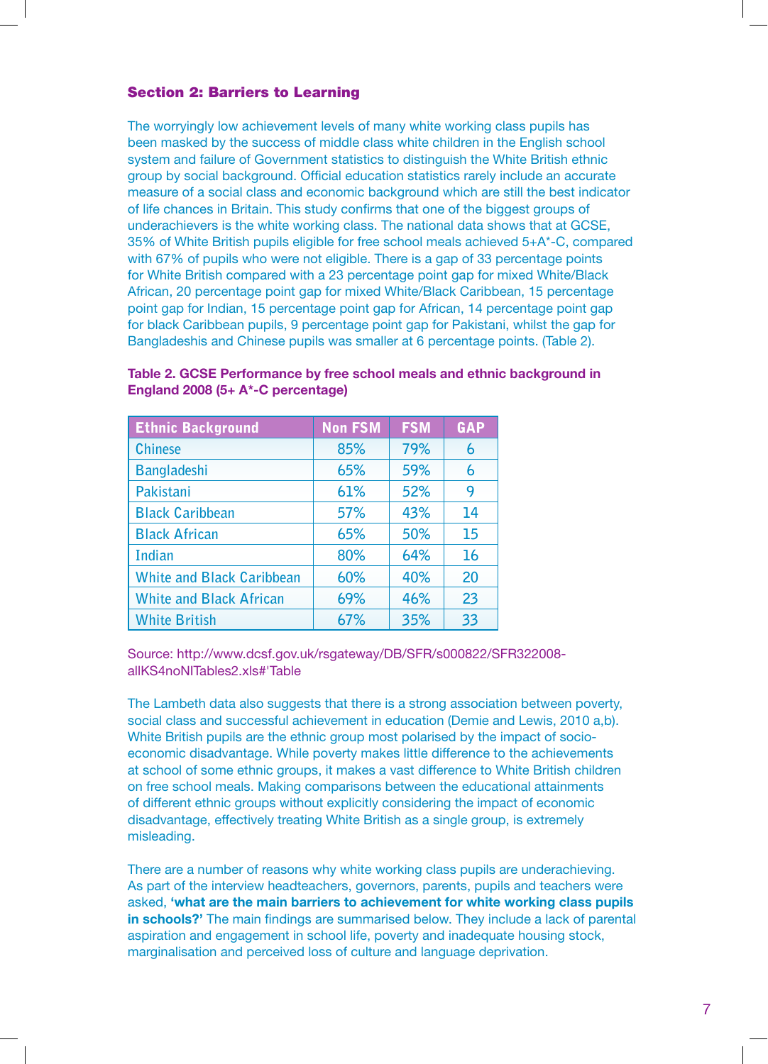## Section 2: Barriers to Learning

The worryingly low achievement levels of many white working class pupils has been masked by the success of middle class white children in the English school system and failure of Government statistics to distinguish the White British ethnic group by social background. Official education statistics rarely include an accurate measure of a social class and economic background which are still the best indicator of life chances in Britain. This study confirms that one of the biggest groups of underachievers is the white working class. The national data shows that at GCSE, 35% of White British pupils eligible for free school meals achieved 5+A*-C, compared with 67% of pupils who were not eligible. There is a gap of 33 percentage points for White British compared with a 23 percentage point gap for mixed White/Black African, 20 percentage point gap for mixed White/Black Caribbean, 15 percentage point gap for Indian, 15 percentage point gap for African, 14 percentage point gap for black Caribbean pupils, 9 percentage point gap for Pakistani, whilst the gap for Bangladeshis and Chinese pupils was smaller at 6 percentage points. (Table 2).

**Table 2. GCSE Performance by free school meals and ethnic background in England 2008 (5+ A*-C percentage)**

| Ethnic Background | Non FSM | FSM | GAP |
|---|---|---|---|
| Chinese | 85% | 79% | 6 |
| Bangladeshi | 65% | 59% | 6 |
| Pakistani | 61% | 52% | 9 |
| Black Caribbean | 57% | 43% | 14 |
| Black African | 65% | 50% | 15 |
| Indian | 80% | 64% | 16 |
| White and Black Caribbean | 60% | 40% | 20 |
| White and Black African | 69% | 46% | 23 |
| White British | 67% | 35% | 33 |

Source: http://www.dcsf.gov.uk/rsgateway/DB/SFR/s000822/SFR322008-allKS4noNITables2.xls#'Table

The Lambeth data also suggests that there is a strong association between poverty, social class and successful achievement in education (Demie and Lewis, 2010 a,b). White British pupils are the ethnic group most polarised by the impact of socio-economic disadvantage. While poverty makes little difference to the achievements at school of some ethnic groups, it makes a vast difference to White British children on free school meals. Making comparisons between the educational attainments of different ethnic groups without explicitly considering the impact of economic disadvantage, effectively treating White British as a single group, is extremely misleading.

There are a number of reasons why white working class pupils are underachieving. As part of the interview headteachers, governors, parents, pupils and teachers were asked, **'what are the main barriers to achievement for white working class pupils in schools?'** The main findings are summarised below. They include a lack of parental aspiration and engagement in school life, poverty and inadequate housing stock, marginalisation and perceived loss of culture and language deprivation.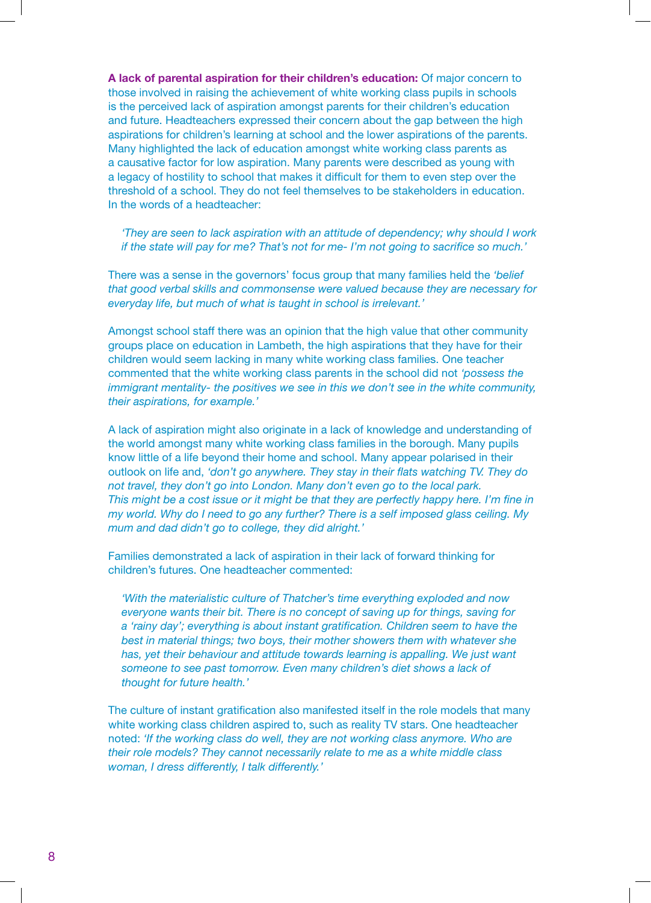**A lack of parental aspiration for their children's education:** Of major concern to those involved in raising the achievement of white working class pupils in schools is the perceived lack of aspiration amongst parents for their children's education and future. Headteachers expressed their concern about the gap between the high aspirations for children's learning at school and the lower aspirations of the parents. Many highlighted the lack of education amongst white working class parents as a causative factor for low aspiration. Many parents were described as young with a legacy of hostility to school that makes it difficult for them to even step over the threshold of a school. They do not feel themselves to be stakeholders in education. In the words of a headteacher:

> *'They are seen to lack aspiration with an attitude of dependency; why should I work if the state will pay for me? That's not for me- I'm not going to sacrifice so much.'*

There was a sense in the governors' focus group that many families held the *'belief that good verbal skills and commonsense were valued because they are necessary for everyday life, but much of what is taught in school is irrelevant.'*

Amongst school staff there was an opinion that the high value that other community groups place on education in Lambeth, the high aspirations that they have for their children would seem lacking in many white working class families. One teacher commented that the white working class parents in the school did not *'possess the immigrant mentality- the positives we see in this we don't see in the white community, their aspirations, for example.'*

A lack of aspiration might also originate in a lack of knowledge and understanding of the world amongst many white working class families in the borough. Many pupils know little of a life beyond their home and school. Many appear polarised in their outlook on life and, *'don't go anywhere. They stay in their flats watching TV. They do not travel, they don't go into London. Many don't even go to the local park. This might be a cost issue or it might be that they are perfectly happy here. I'm fine in my world. Why do I need to go any further? There is a self imposed glass ceiling. My mum and dad didn't go to college, they did alright.'*

Families demonstrated a lack of aspiration in their lack of forward thinking for children's futures. One headteacher commented:

> *'With the materialistic culture of Thatcher's time everything exploded and now everyone wants their bit. There is no concept of saving up for things, saving for a 'rainy day'; everything is about instant gratification. Children seem to have the best in material things; two boys, their mother showers them with whatever she has, yet their behaviour and attitude towards learning is appalling. We just want someone to see past tomorrow. Even many children's diet shows a lack of thought for future health.'*

The culture of instant gratification also manifested itself in the role models that many white working class children aspired to, such as reality TV stars. One headteacher noted: *'If the working class do well, they are not working class anymore. Who are their role models? They cannot necessarily relate to me as a white middle class woman, I dress differently, I talk differently.'*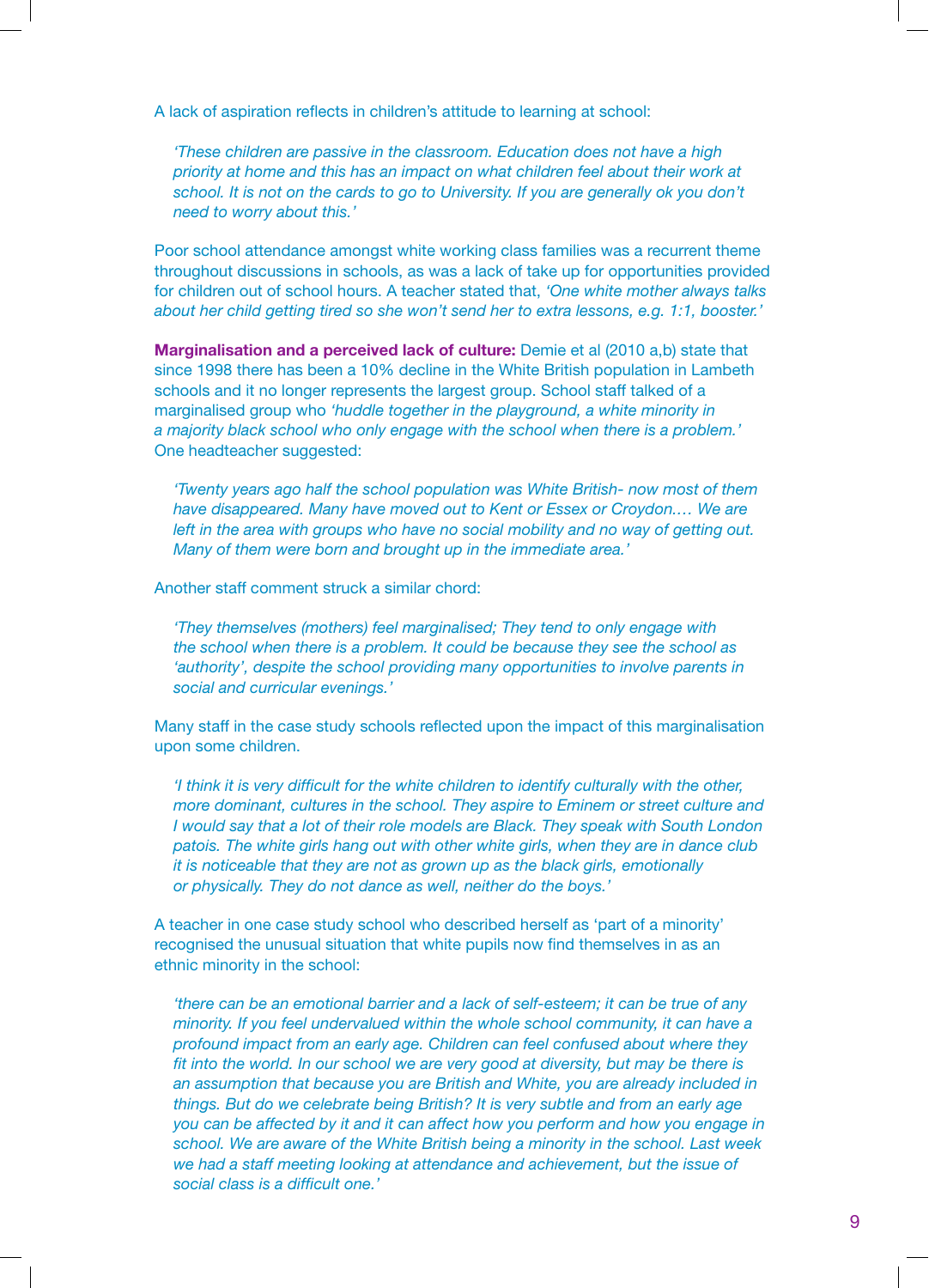A lack of aspiration reflects in children's attitude to learning at school:

> *'These children are passive in the classroom. Education does not have a high priority at home and this has an impact on what children feel about their work at school. It is not on the cards to go to University. If you are generally ok you don't need to worry about this.'*

Poor school attendance amongst white working class families was a recurrent theme throughout discussions in schools, as was a lack of take up for opportunities provided for children out of school hours. A teacher stated that, *'One white mother always talks about her child getting tired so she won't send her to extra lessons, e.g. 1:1, booster.'*

**Marginalisation and a perceived lack of culture:** Demie et al (2010 a,b) state that since 1998 there has been a 10% decline in the White British population in Lambeth schools and it no longer represents the largest group. School staff talked of a marginalised group who *'huddle together in the playground, a white minority in a majority black school who only engage with the school when there is a problem.'* One headteacher suggested:

> *'Twenty years ago half the school population was White British- now most of them have disappeared. Many have moved out to Kent or Essex or Croydon.… We are left in the area with groups who have no social mobility and no way of getting out. Many of them were born and brought up in the immediate area.'*

Another staff comment struck a similar chord:

> *'They themselves (mothers) feel marginalised; They tend to only engage with the school when there is a problem. It could be because they see the school as 'authority', despite the school providing many opportunities to involve parents in social and curricular evenings.'*

Many staff in the case study schools reflected upon the impact of this marginalisation upon some children.

> *'I think it is very difficult for the white children to identify culturally with the other, more dominant, cultures in the school. They aspire to Eminem or street culture and I would say that a lot of their role models are Black. They speak with South London patois. The white girls hang out with other white girls, when they are in dance club it is noticeable that they are not as grown up as the black girls, emotionally or physically. They do not dance as well, neither do the boys.'*

A teacher in one case study school who described herself as 'part of a minority' recognised the unusual situation that white pupils now find themselves in as an ethnic minority in the school:

> *'there can be an emotional barrier and a lack of self-esteem; it can be true of any minority. If you feel undervalued within the whole school community, it can have a profound impact from an early age. Children can feel confused about where they fit into the world. In our school we are very good at diversity, but may be there is an assumption that because you are British and White, you are already included in things. But do we celebrate being British? It is very subtle and from an early age you can be affected by it and it can affect how you perform and how you engage in school. We are aware of the White British being a minority in the school. Last week we had a staff meeting looking at attendance and achievement, but the issue of social class is a difficult one.'*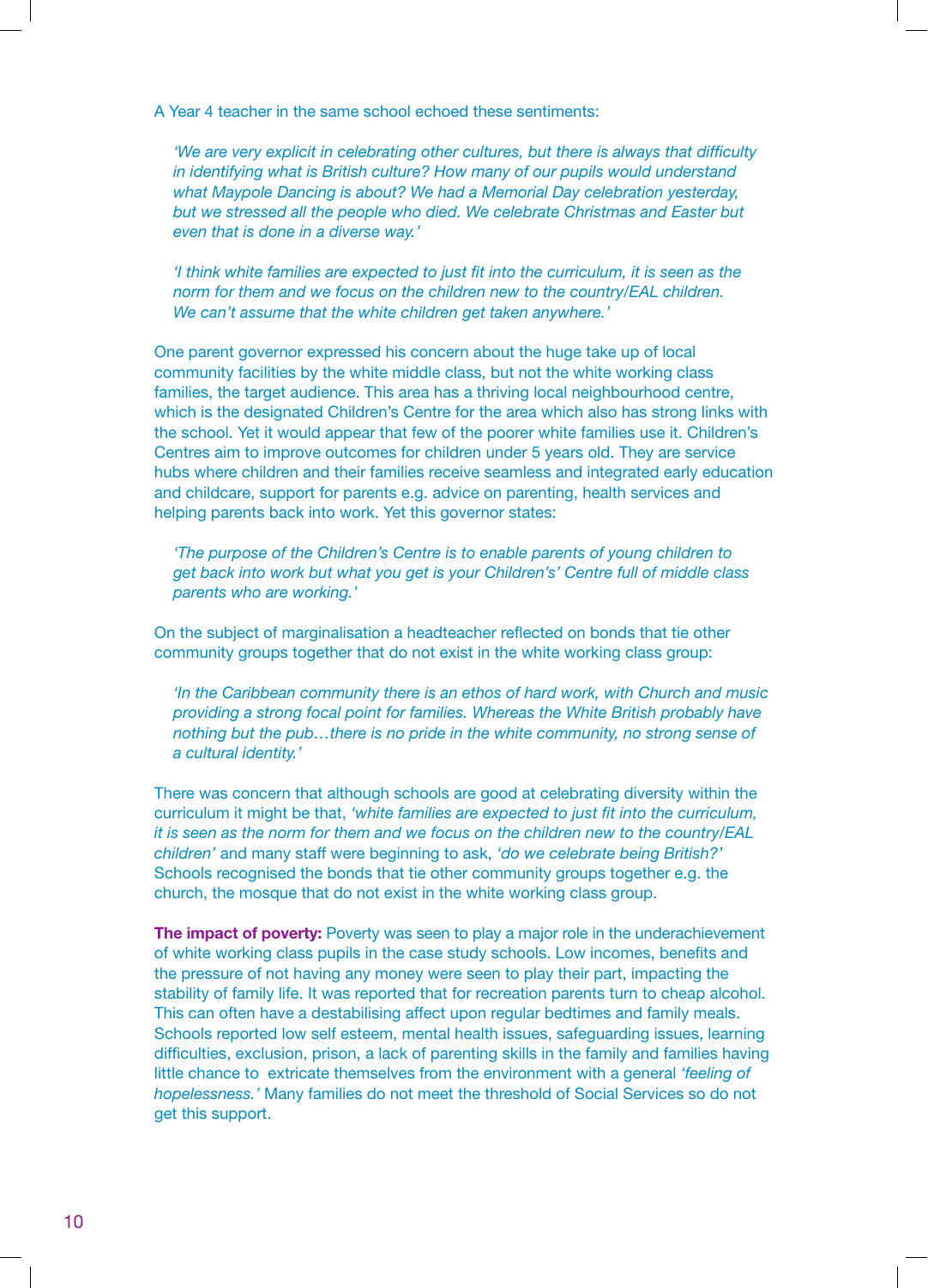A Year 4 teacher in the same school echoed these sentiments:

> *'We are very explicit in celebrating other cultures, but there is always that difficulty in identifying what is British culture? How many of our pupils would understand what Maypole Dancing is about? We had a Memorial Day celebration yesterday, but we stressed all the people who died. We celebrate Christmas and Easter but even that is done in a diverse way.'*
>
> *'I think white families are expected to just fit into the curriculum, it is seen as the norm for them and we focus on the children new to the country/EAL children. We can't assume that the white children get taken anywhere.'*

One parent governor expressed his concern about the huge take up of local community facilities by the white middle class, but not the white working class families, the target audience. This area has a thriving local neighbourhood centre, which is the designated Children's Centre for the area which also has strong links with the school. Yet it would appear that few of the poorer white families use it. Children's Centres aim to improve outcomes for children under 5 years old. They are service hubs where children and their families receive seamless and integrated early education and childcare, support for parents e.g. advice on parenting, health services and helping parents back into work. Yet this governor states:

> *'The purpose of the Children's Centre is to enable parents of young children to get back into work but what you get is your Children's' Centre full of middle class parents who are working.'*

On the subject of marginalisation a headteacher reflected on bonds that tie other community groups together that do not exist in the white working class group:

> *'In the Caribbean community there is an ethos of hard work, with Church and music providing a strong focal point for families. Whereas the White British probably have nothing but the pub…there is no pride in the white community, no strong sense of a cultural identity.'*

There was concern that although schools are good at celebrating diversity within the curriculum it might be that, *'white families are expected to just fit into the curriculum, it is seen as the norm for them and we focus on the children new to the country/EAL children'* and many staff were beginning to ask, *'do we celebrate being British?'* Schools recognised the bonds that tie other community groups together e.g. the church, the mosque that do not exist in the white working class group.

**The impact of poverty:** Poverty was seen to play a major role in the underachievement of white working class pupils in the case study schools. Low incomes, benefits and the pressure of not having any money were seen to play their part, impacting the stability of family life. It was reported that for recreation parents turn to cheap alcohol. This can often have a destabilising affect upon regular bedtimes and family meals. Schools reported low self esteem, mental health issues, safeguarding issues, learning difficulties, exclusion, prison, a lack of parenting skills in the family and families having little chance to extricate themselves from the environment with a general *'feeling of hopelessness.'* Many families do not meet the threshold of Social Services so do not get this support.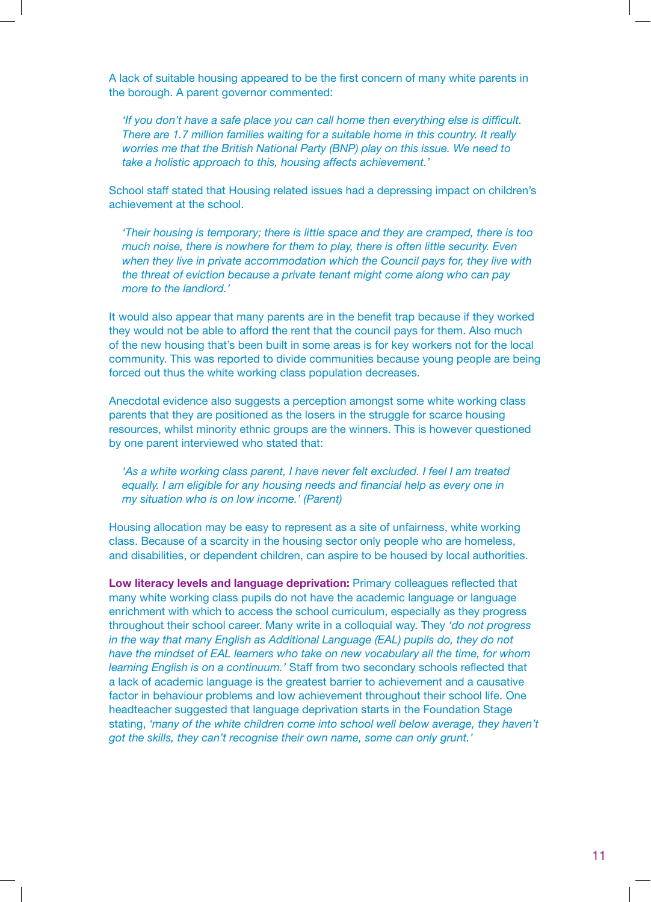A lack of suitable housing appeared to be the first concern of many white parents in the borough. A parent governor commented:

> *'If you don't have a safe place you can call home then everything else is difficult. There are 1.7 million families waiting for a suitable home in this country. It really worries me that the British National Party (BNP) play on this issue. We need to take a holistic approach to this, housing affects achievement.'*

School staff stated that Housing related issues had a depressing impact on children's achievement at the school.

> *'Their housing is temporary; there is little space and they are cramped, there is too much noise, there is nowhere for them to play, there is often little security. Even when they live in private accommodation which the Council pays for, they live with the threat of eviction because a private tenant might come along who can pay more to the landlord.'*

It would also appear that many parents are in the benefit trap because if they worked they would not be able to afford the rent that the council pays for them. Also much of the new housing that's been built in some areas is for key workers not for the local community. This was reported to divide communities because young people are being forced out thus the white working class population decreases.

Anecdotal evidence also suggests a perception amongst some white working class parents that they are positioned as the losers in the struggle for scarce housing resources, whilst minority ethnic groups are the winners. This is however questioned by one parent interviewed who stated that:

> *'As a white working class parent, I have never felt excluded. I feel I am treated equally. I am eligible for any housing needs and financial help as every one in my situation who is on low income.' (Parent)*

Housing allocation may be easy to represent as a site of unfairness, white working class. Because of a scarcity in the housing sector only people who are homeless, and disabilities, or dependent children, can aspire to be housed by local authorities.

**Low literacy levels and language deprivation:** Primary colleagues reflected that many white working class pupils do not have the academic language or language enrichment with which to access the school curriculum, especially as they progress throughout their school career. Many write in a colloquial way. They *'do not progress in the way that many English as Additional Language (EAL) pupils do, they do not have the mindset of EAL learners who take on new vocabulary all the time, for whom learning English is on a continuum.'* Staff from two secondary schools reflected that a lack of academic language is the greatest barrier to achievement and a causative factor in behaviour problems and low achievement throughout their school life. One headteacher suggested that language deprivation starts in the Foundation Stage stating, *'many of the white children come into school well below average, they haven't got the skills, they can't recognise their own name, some can only grunt.'*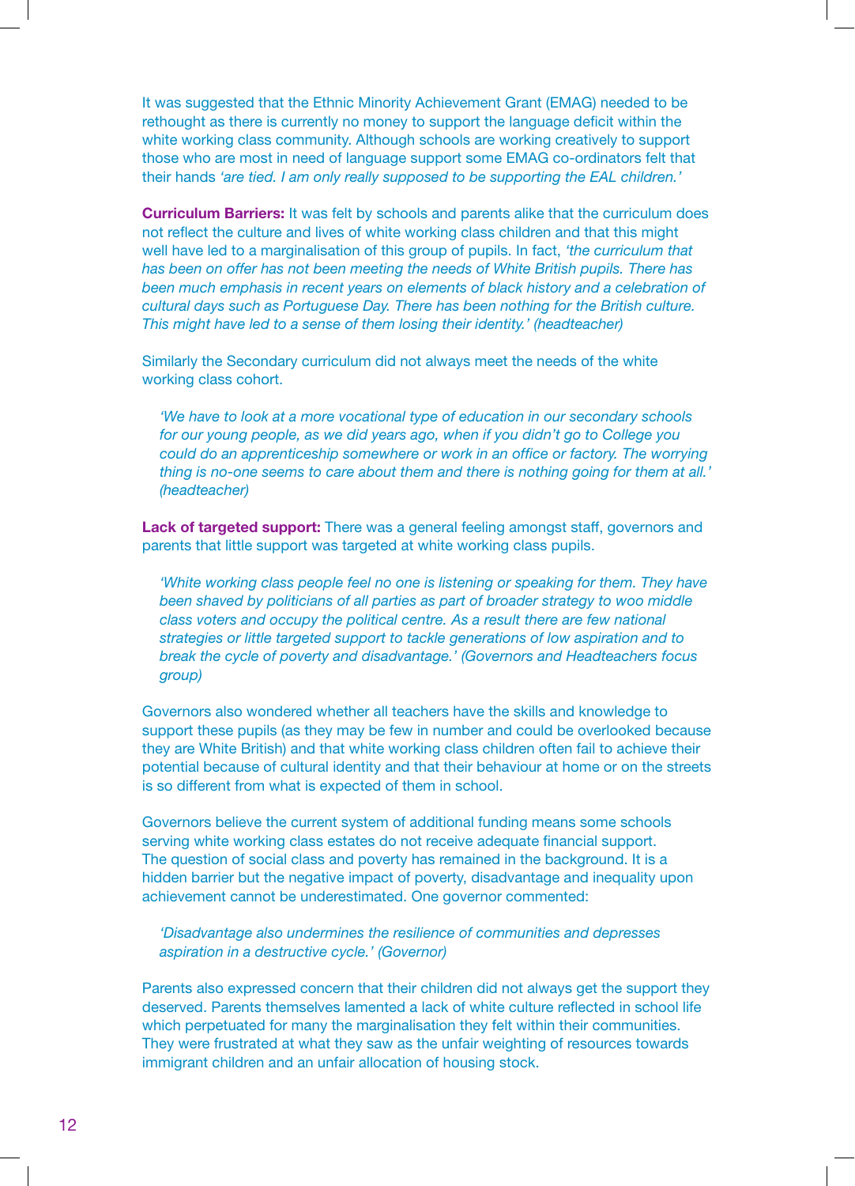It was suggested that the Ethnic Minority Achievement Grant (EMAG) needed to be rethought as there is currently no money to support the language deficit within the white working class community. Although schools are working creatively to support those who are most in need of language support some EMAG co-ordinators felt that their hands *'are tied. I am only really supposed to be supporting the EAL children.'*

**Curriculum Barriers:** It was felt by schools and parents alike that the curriculum does not reflect the culture and lives of white working class children and that this might well have led to a marginalisation of this group of pupils. In fact, *'the curriculum that has been on offer has not been meeting the needs of White British pupils. There has been much emphasis in recent years on elements of black history and a celebration of cultural days such as Portuguese Day. There has been nothing for the British culture. This might have led to a sense of them losing their identity.' (headteacher)*

Similarly the Secondary curriculum did not always meet the needs of the white working class cohort.

> *'We have to look at a more vocational type of education in our secondary schools for our young people, as we did years ago, when if you didn't go to College you could do an apprenticeship somewhere or work in an office or factory. The worrying thing is no-one seems to care about them and there is nothing going for them at all.' (headteacher)*

**Lack of targeted support:** There was a general feeling amongst staff, governors and parents that little support was targeted at white working class pupils.

> *'White working class people feel no one is listening or speaking for them. They have been shaved by politicians of all parties as part of broader strategy to woo middle class voters and occupy the political centre. As a result there are few national strategies or little targeted support to tackle generations of low aspiration and to break the cycle of poverty and disadvantage.' (Governors and Headteachers focus group)*

Governors also wondered whether all teachers have the skills and knowledge to support these pupils (as they may be few in number and could be overlooked because they are White British) and that white working class children often fail to achieve their potential because of cultural identity and that their behaviour at home or on the streets is so different from what is expected of them in school.

Governors believe the current system of additional funding means some schools serving white working class estates do not receive adequate financial support. The question of social class and poverty has remained in the background. It is a hidden barrier but the negative impact of poverty, disadvantage and inequality upon achievement cannot be underestimated. One governor commented:

> *'Disadvantage also undermines the resilience of communities and depresses aspiration in a destructive cycle.' (Governor)*

Parents also expressed concern that their children did not always get the support they deserved. Parents themselves lamented a lack of white culture reflected in school life which perpetuated for many the marginalisation they felt within their communities. They were frustrated at what they saw as the unfair weighting of resources towards immigrant children and an unfair allocation of housing stock.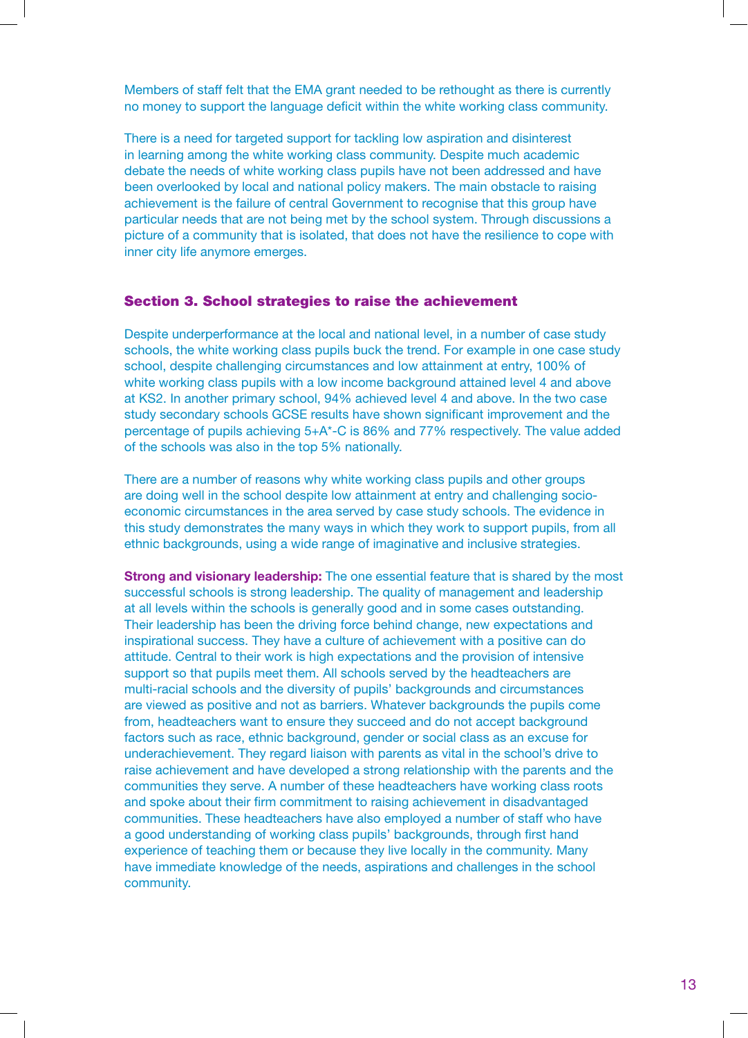Members of staff felt that the EMA grant needed to be rethought as there is currently no money to support the language deficit within the white working class community.

There is a need for targeted support for tackling low aspiration and disinterest in learning among the white working class community. Despite much academic debate the needs of white working class pupils have not been addressed and have been overlooked by local and national policy makers. The main obstacle to raising achievement is the failure of central Government to recognise that this group have particular needs that are not being met by the school system. Through discussions a picture of a community that is isolated, that does not have the resilience to cope with inner city life anymore emerges.

## Section 3. School strategies to raise the achievement

Despite underperformance at the local and national level, in a number of case study schools, the white working class pupils buck the trend. For example in one case study school, despite challenging circumstances and low attainment at entry, 100% of white working class pupils with a low income background attained level 4 and above at KS2. In another primary school, 94% achieved level 4 and above. In the two case study secondary schools GCSE results have shown significant improvement and the percentage of pupils achieving 5+A*-C is 86% and 77% respectively. The value added of the schools was also in the top 5% nationally.

There are a number of reasons why white working class pupils and other groups are doing well in the school despite low attainment at entry and challenging socio-economic circumstances in the area served by case study schools. The evidence in this study demonstrates the many ways in which they work to support pupils, from all ethnic backgrounds, using a wide range of imaginative and inclusive strategies.

**Strong and visionary leadership:** The one essential feature that is shared by the most successful schools is strong leadership. The quality of management and leadership at all levels within the schools is generally good and in some cases outstanding. Their leadership has been the driving force behind change, new expectations and inspirational success. They have a culture of achievement with a positive can do attitude. Central to their work is high expectations and the provision of intensive support so that pupils meet them. All schools served by the headteachers are multi-racial schools and the diversity of pupils' backgrounds and circumstances are viewed as positive and not as barriers. Whatever backgrounds the pupils come from, headteachers want to ensure they succeed and do not accept background factors such as race, ethnic background, gender or social class as an excuse for underachievement. They regard liaison with parents as vital in the school's drive to raise achievement and have developed a strong relationship with the parents and the communities they serve. A number of these headteachers have working class roots and spoke about their firm commitment to raising achievement in disadvantaged communities. These headteachers have also employed a number of staff who have a good understanding of working class pupils' backgrounds, through first hand experience of teaching them or because they live locally in the community. Many have immediate knowledge of the needs, aspirations and challenges in the school community.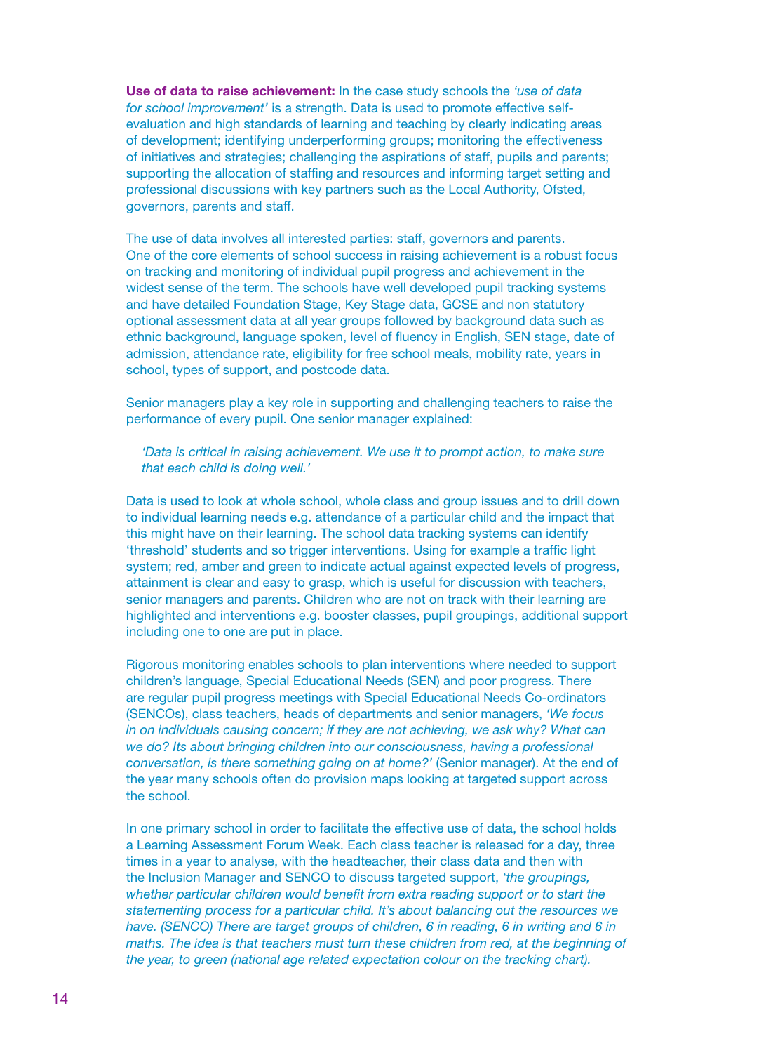**Use of data to raise achievement:** In the case study schools the *'use of data for school improvement'* is a strength. Data is used to promote effective self-evaluation and high standards of learning and teaching by clearly indicating areas of development; identifying underperforming groups; monitoring the effectiveness of initiatives and strategies; challenging the aspirations of staff, pupils and parents; supporting the allocation of staffing and resources and informing target setting and professional discussions with key partners such as the Local Authority, Ofsted, governors, parents and staff.

The use of data involves all interested parties: staff, governors and parents. One of the core elements of school success in raising achievement is a robust focus on tracking and monitoring of individual pupil progress and achievement in the widest sense of the term. The schools have well developed pupil tracking systems and have detailed Foundation Stage, Key Stage data, GCSE and non statutory optional assessment data at all year groups followed by background data such as ethnic background, language spoken, level of fluency in English, SEN stage, date of admission, attendance rate, eligibility for free school meals, mobility rate, years in school, types of support, and postcode data.

Senior managers play a key role in supporting and challenging teachers to raise the performance of every pupil. One senior manager explained:

> *'Data is critical in raising achievement. We use it to prompt action, to make sure that each child is doing well.'*

Data is used to look at whole school, whole class and group issues and to drill down to individual learning needs e.g. attendance of a particular child and the impact that this might have on their learning. The school data tracking systems can identify 'threshold' students and so trigger interventions. Using for example a traffic light system; red, amber and green to indicate actual against expected levels of progress, attainment is clear and easy to grasp, which is useful for discussion with teachers, senior managers and parents. Children who are not on track with their learning are highlighted and interventions e.g. booster classes, pupil groupings, additional support including one to one are put in place.

Rigorous monitoring enables schools to plan interventions where needed to support children's language, Special Educational Needs (SEN) and poor progress. There are regular pupil progress meetings with Special Educational Needs Co-ordinators (SENCOs), class teachers, heads of departments and senior managers, *'We focus in on individuals causing concern; if they are not achieving, we ask why? What can we do? Its about bringing children into our consciousness, having a professional conversation, is there something going on at home?'* (Senior manager). At the end of the year many schools often do provision maps looking at targeted support across the school.

In one primary school in order to facilitate the effective use of data, the school holds a Learning Assessment Forum Week. Each class teacher is released for a day, three times in a year to analyse, with the headteacher, their class data and then with the Inclusion Manager and SENCO to discuss targeted support, *'the groupings, whether particular children would benefit from extra reading support or to start the statementing process for a particular child. It's about balancing out the resources we have. (SENCO) There are target groups of children, 6 in reading, 6 in writing and 6 in maths. The idea is that teachers must turn these children from red, at the beginning of the year, to green (national age related expectation colour on the tracking chart).*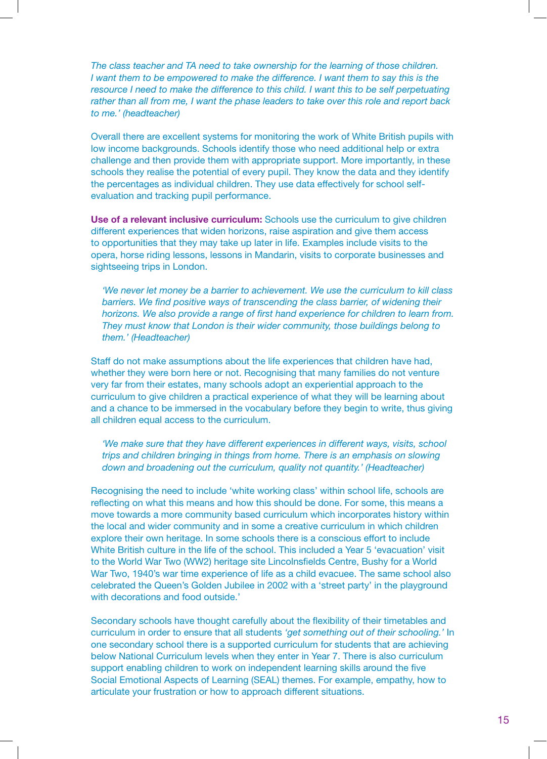*The class teacher and TA need to take ownership for the learning of those children. I want them to be empowered to make the difference. I want them to say this is the resource I need to make the difference to this child. I want this to be self perpetuating rather than all from me, I want the phase leaders to take over this role and report back to me.' (headteacher)*

Overall there are excellent systems for monitoring the work of White British pupils with low income backgrounds. Schools identify those who need additional help or extra challenge and then provide them with appropriate support. More importantly, in these schools they realise the potential of every pupil. They know the data and they identify the percentages as individual children. They use data effectively for school self-evaluation and tracking pupil performance.

**Use of a relevant inclusive curriculum:** Schools use the curriculum to give children different experiences that widen horizons, raise aspiration and give them access to opportunities that they may take up later in life. Examples include visits to the opera, horse riding lessons, lessons in Mandarin, visits to corporate businesses and sightseeing trips in London.

> *'We never let money be a barrier to achievement. We use the curriculum to kill class barriers. We find positive ways of transcending the class barrier, of widening their horizons. We also provide a range of first hand experience for children to learn from. They must know that London is their wider community, those buildings belong to them.' (Headteacher)*

Staff do not make assumptions about the life experiences that children have had, whether they were born here or not. Recognising that many families do not venture very far from their estates, many schools adopt an experiential approach to the curriculum to give children a practical experience of what they will be learning about and a chance to be immersed in the vocabulary before they begin to write, thus giving all children equal access to the curriculum.

> *'We make sure that they have different experiences in different ways, visits, school trips and children bringing in things from home. There is an emphasis on slowing down and broadening out the curriculum, quality not quantity.' (Headteacher)*

Recognising the need to include 'white working class' within school life, schools are reflecting on what this means and how this should be done. For some, this means a move towards a more community based curriculum which incorporates history within the local and wider community and in some a creative curriculum in which children explore their own heritage. In some schools there is a conscious effort to include White British culture in the life of the school. This included a Year 5 'evacuation' visit to the World War Two (WW2) heritage site Lincolnsfields Centre, Bushy for a World War Two, 1940's war time experience of life as a child evacuee. The same school also celebrated the Queen's Golden Jubilee in 2002 with a 'street party' in the playground with decorations and food outside.'

Secondary schools have thought carefully about the flexibility of their timetables and curriculum in order to ensure that all students *'get something out of their schooling.'* In one secondary school there is a supported curriculum for students that are achieving below National Curriculum levels when they enter in Year 7. There is also curriculum support enabling children to work on independent learning skills around the five Social Emotional Aspects of Learning (SEAL) themes. For example, empathy, how to articulate your frustration or how to approach different situations.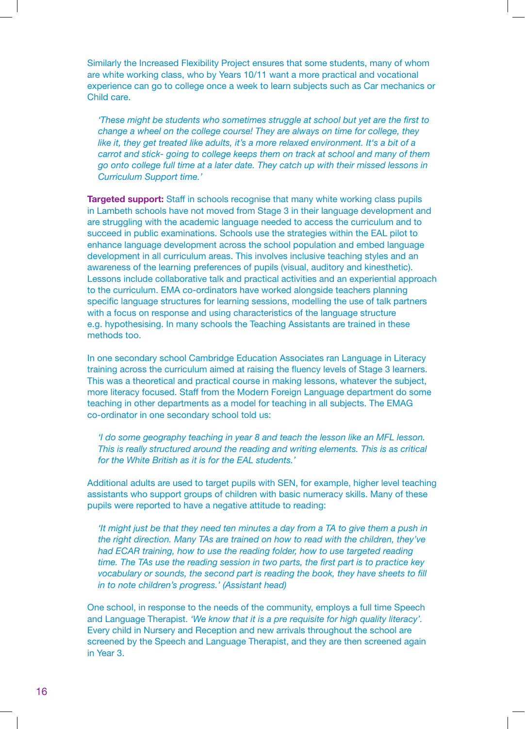Similarly the Increased Flexibility Project ensures that some students, many of whom are white working class, who by Years 10/11 want a more practical and vocational experience can go to college once a week to learn subjects such as Car mechanics or Child care.

> *'These might be students who sometimes struggle at school but yet are the first to change a wheel on the college course! They are always on time for college, they like it, they get treated like adults, it's a more relaxed environment. It's a bit of a carrot and stick- going to college keeps them on track at school and many of them go onto college full time at a later date. They catch up with their missed lessons in Curriculum Support time.'*

**Targeted support:** Staff in schools recognise that many white working class pupils in Lambeth schools have not moved from Stage 3 in their language development and are struggling with the academic language needed to access the curriculum and to succeed in public examinations. Schools use the strategies within the EAL pilot to enhance language development across the school population and embed language development in all curriculum areas. This involves inclusive teaching styles and an awareness of the learning preferences of pupils (visual, auditory and kinesthetic). Lessons include collaborative talk and practical activities and an experiential approach to the curriculum. EMA co-ordinators have worked alongside teachers planning specific language structures for learning sessions, modelling the use of talk partners with a focus on response and using characteristics of the language structure e.g. hypothesising. In many schools the Teaching Assistants are trained in these methods too.

In one secondary school Cambridge Education Associates ran Language in Literacy training across the curriculum aimed at raising the fluency levels of Stage 3 learners. This was a theoretical and practical course in making lessons, whatever the subject, more literacy focused. Staff from the Modern Foreign Language department do some teaching in other departments as a model for teaching in all subjects. The EMAG co-ordinator in one secondary school told us:

> *'I do some geography teaching in year 8 and teach the lesson like an MFL lesson. This is really structured around the reading and writing elements. This is as critical for the White British as it is for the EAL students.'*

Additional adults are used to target pupils with SEN, for example, higher level teaching assistants who support groups of children with basic numeracy skills. Many of these pupils were reported to have a negative attitude to reading:

> *'It might just be that they need ten minutes a day from a TA to give them a push in the right direction. Many TAs are trained on how to read with the children, they've had ECAR training, how to use the reading folder, how to use targeted reading time. The TAs use the reading session in two parts, the first part is to practice key vocabulary or sounds, the second part is reading the book, they have sheets to fill in to note children's progress.' (Assistant head)*

One school, in response to the needs of the community, employs a full time Speech and Language Therapist. *'We know that it is a pre requisite for high quality literacy'.* Every child in Nursery and Reception and new arrivals throughout the school are screened by the Speech and Language Therapist, and they are then screened again in Year 3.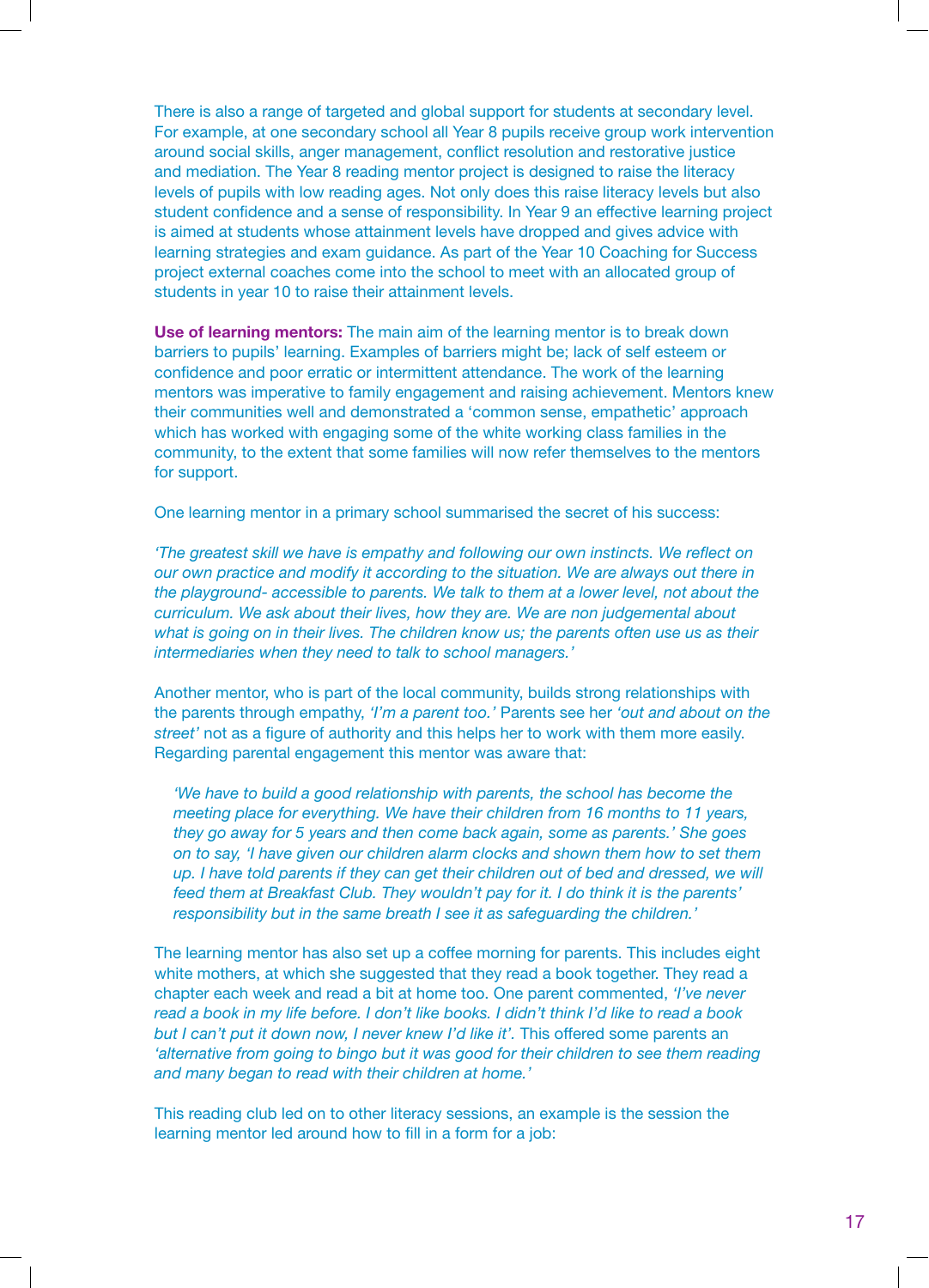There is also a range of targeted and global support for students at secondary level. For example, at one secondary school all Year 8 pupils receive group work intervention around social skills, anger management, conflict resolution and restorative justice and mediation. The Year 8 reading mentor project is designed to raise the literacy levels of pupils with low reading ages. Not only does this raise literacy levels but also student confidence and a sense of responsibility. In Year 9 an effective learning project is aimed at students whose attainment levels have dropped and gives advice with learning strategies and exam guidance. As part of the Year 10 Coaching for Success project external coaches come into the school to meet with an allocated group of students in year 10 to raise their attainment levels.

**Use of learning mentors:** The main aim of the learning mentor is to break down barriers to pupils' learning. Examples of barriers might be; lack of self esteem or confidence and poor erratic or intermittent attendance. The work of the learning mentors was imperative to family engagement and raising achievement. Mentors knew their communities well and demonstrated a 'common sense, empathetic' approach which has worked with engaging some of the white working class families in the community, to the extent that some families will now refer themselves to the mentors for support.

One learning mentor in a primary school summarised the secret of his success:

*'The greatest skill we have is empathy and following our own instincts. We reflect on our own practice and modify it according to the situation. We are always out there in the playground- accessible to parents. We talk to them at a lower level, not about the curriculum. We ask about their lives, how they are. We are non judgemental about what is going on in their lives. The children know us; the parents often use us as their intermediaries when they need to talk to school managers.'*

Another mentor, who is part of the local community, builds strong relationships with the parents through empathy, *'I'm a parent too.'* Parents see her *'out and about on the street'* not as a figure of authority and this helps her to work with them more easily. Regarding parental engagement this mentor was aware that:

> *'We have to build a good relationship with parents, the school has become the meeting place for everything. We have their children from 16 months to 11 years, they go away for 5 years and then come back again, some as parents.' She goes on to say, 'I have given our children alarm clocks and shown them how to set them up. I have told parents if they can get their children out of bed and dressed, we will feed them at Breakfast Club. They wouldn't pay for it. I do think it is the parents' responsibility but in the same breath I see it as safeguarding the children.'*

The learning mentor has also set up a coffee morning for parents. This includes eight white mothers, at which she suggested that they read a book together. They read a chapter each week and read a bit at home too. One parent commented, *'I've never read a book in my life before. I don't like books. I didn't think I'd like to read a book but I can't put it down now, I never knew I'd like it'*. This offered some parents an *'alternative from going to bingo but it was good for their children to see them reading and many began to read with their children at home.'*

This reading club led on to other literacy sessions, an example is the session the learning mentor led around how to fill in a form for a job: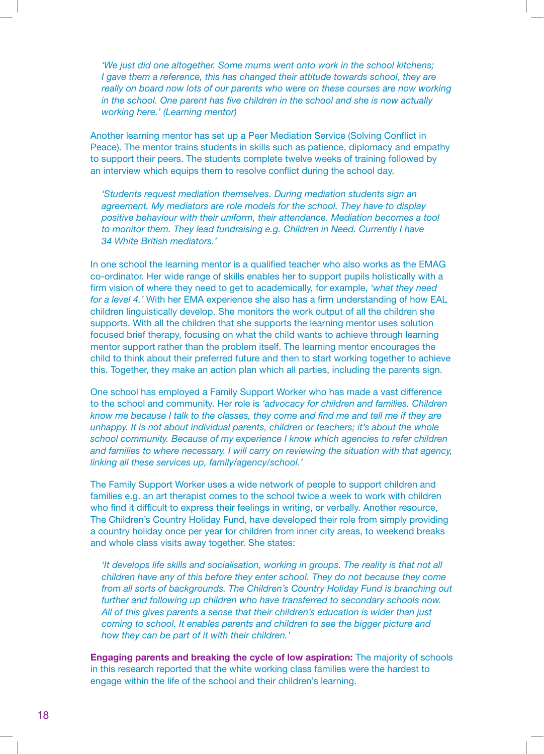*'We just did one altogether. Some mums went onto work in the school kitchens; I gave them a reference, this has changed their attitude towards school, they are really on board now lots of our parents who were on these courses are now working in the school. One parent has five children in the school and she is now actually working here.' (Learning mentor)*

Another learning mentor has set up a Peer Mediation Service (Solving Conflict in Peace). The mentor trains students in skills such as patience, diplomacy and empathy to support their peers. The students complete twelve weeks of training followed by an interview which equips them to resolve conflict during the school day.

*'Students request mediation themselves. During mediation students sign an agreement. My mediators are role models for the school. They have to display positive behaviour with their uniform, their attendance. Mediation becomes a tool to monitor them. They lead fundraising e.g. Children in Need. Currently I have 34 White British mediators.'*

In one school the learning mentor is a qualified teacher who also works as the EMAG co-ordinator. Her wide range of skills enables her to support pupils holistically with a firm vision of where they need to get to academically, for example, *'what they need for a level 4.'* With her EMA experience she also has a firm understanding of how EAL children linguistically develop. She monitors the work output of all the children she supports. With all the children that she supports the learning mentor uses solution focused brief therapy, focusing on what the child wants to achieve through learning mentor support rather than the problem itself. The learning mentor encourages the child to think about their preferred future and then to start working together to achieve this. Together, they make an action plan which all parties, including the parents sign.

One school has employed a Family Support Worker who has made a vast difference to the school and community. Her role is *'advocacy for children and families. Children know me because I talk to the classes, they come and find me and tell me if they are unhappy. It is not about individual parents, children or teachers; it's about the whole school community. Because of my experience I know which agencies to refer children and families to where necessary. I will carry on reviewing the situation with that agency, linking all these services up, family/agency/school.'*

The Family Support Worker uses a wide network of people to support children and families e.g. an art therapist comes to the school twice a week to work with children who find it difficult to express their feelings in writing, or verbally. Another resource, The Children's Country Holiday Fund, have developed their role from simply providing a country holiday once per year for children from inner city areas, to weekend breaks and whole class visits away together. She states:

*'It develops life skills and socialisation, working in groups. The reality is that not all children have any of this before they enter school. They do not because they come from all sorts of backgrounds. The Children's Country Holiday Fund is branching out further and following up children who have transferred to secondary schools now. All of this gives parents a sense that their children's education is wider than just coming to school. It enables parents and children to see the bigger picture and how they can be part of it with their children.'*

**Engaging parents and breaking the cycle of low aspiration:** The majority of schools in this research reported that the white working class families were the hardest to engage within the life of the school and their children's learning.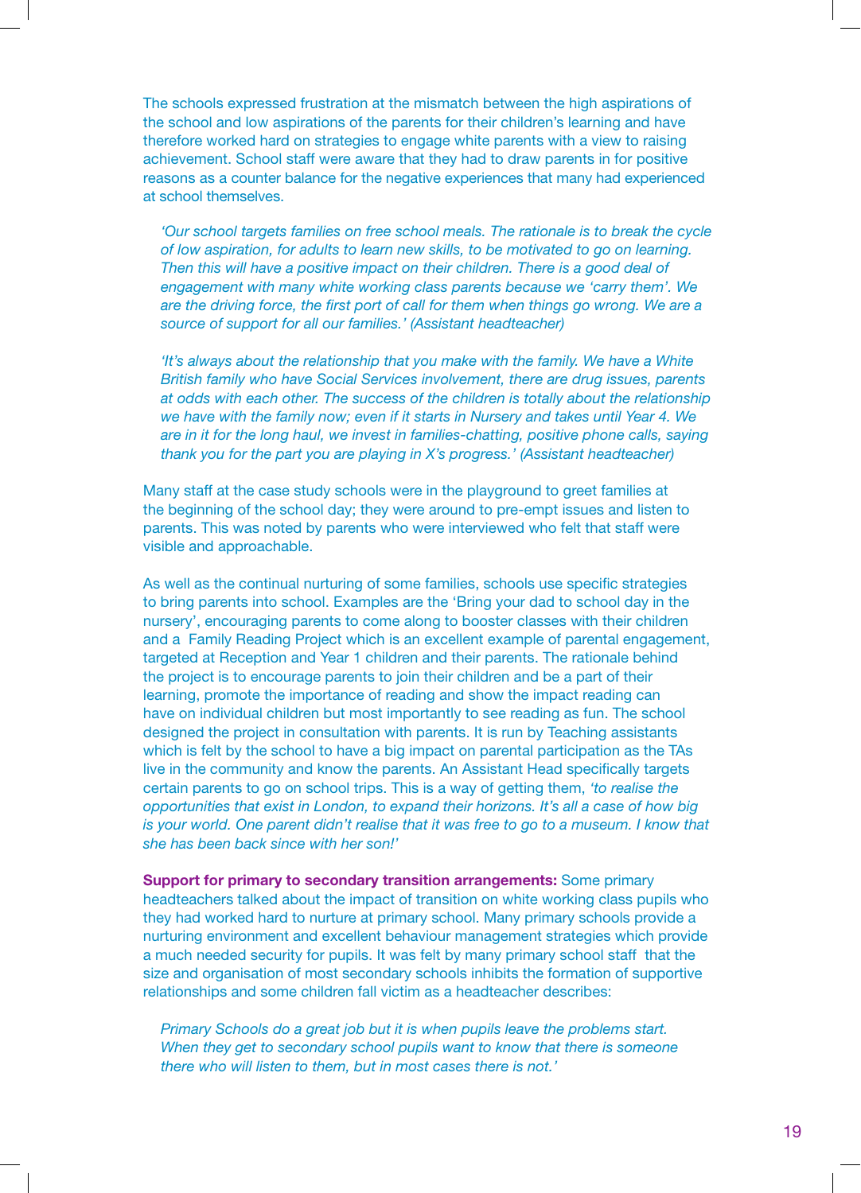The schools expressed frustration at the mismatch between the high aspirations of the school and low aspirations of the parents for their children's learning and have therefore worked hard on strategies to engage white parents with a view to raising achievement. School staff were aware that they had to draw parents in for positive reasons as a counter balance for the negative experiences that many had experienced at school themselves.

> *'Our school targets families on free school meals. The rationale is to break the cycle of low aspiration, for adults to learn new skills, to be motivated to go on learning. Then this will have a positive impact on their children. There is a good deal of engagement with many white working class parents because we 'carry them'. We are the driving force, the first port of call for them when things go wrong. We are a source of support for all our families.' (Assistant headteacher)*

> *'It's always about the relationship that you make with the family. We have a White British family who have Social Services involvement, there are drug issues, parents at odds with each other. The success of the children is totally about the relationship we have with the family now; even if it starts in Nursery and takes until Year 4. We are in it for the long haul, we invest in families-chatting, positive phone calls, saying thank you for the part you are playing in X's progress.' (Assistant headteacher)*

Many staff at the case study schools were in the playground to greet families at the beginning of the school day; they were around to pre-empt issues and listen to parents. This was noted by parents who were interviewed who felt that staff were visible and approachable.

As well as the continual nurturing of some families, schools use specific strategies to bring parents into school. Examples are the 'Bring your dad to school day in the nursery', encouraging parents to come along to booster classes with their children and a Family Reading Project which is an excellent example of parental engagement, targeted at Reception and Year 1 children and their parents. The rationale behind the project is to encourage parents to join their children and be a part of their learning, promote the importance of reading and show the impact reading can have on individual children but most importantly to see reading as fun. The school designed the project in consultation with parents. It is run by Teaching assistants which is felt by the school to have a big impact on parental participation as the TAs live in the community and know the parents. An Assistant Head specifically targets certain parents to go on school trips. This is a way of getting them, *'to realise the opportunities that exist in London, to expand their horizons. It's all a case of how big is your world. One parent didn't realise that it was free to go to a museum. I know that she has been back since with her son!'*

**Support for primary to secondary transition arrangements:** Some primary headteachers talked about the impact of transition on white working class pupils who they had worked hard to nurture at primary school. Many primary schools provide a nurturing environment and excellent behaviour management strategies which provide a much needed security for pupils. It was felt by many primary school staff that the size and organisation of most secondary schools inhibits the formation of supportive relationships and some children fall victim as a headteacher describes:

> *Primary Schools do a great job but it is when pupils leave the problems start. When they get to secondary school pupils want to know that there is someone there who will listen to them, but in most cases there is not.'*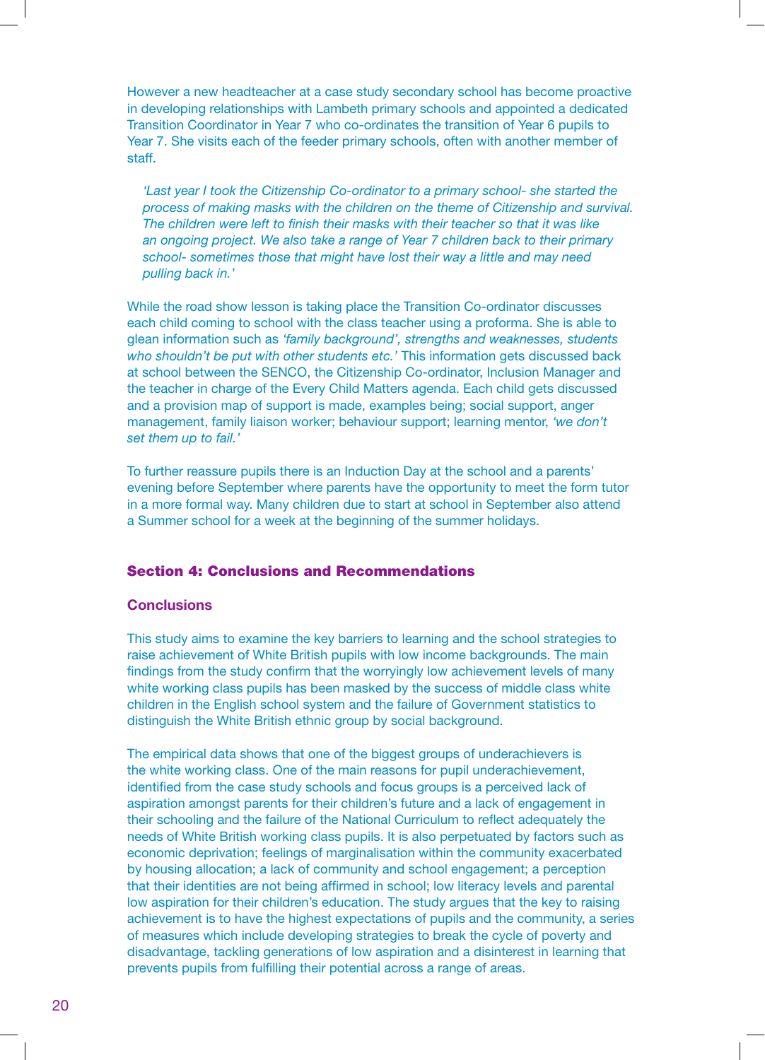However a new headteacher at a case study secondary school has become proactive in developing relationships with Lambeth primary schools and appointed a dedicated Transition Coordinator in Year 7 who co-ordinates the transition of Year 6 pupils to Year 7. She visits each of the feeder primary schools, often with another member of staff.

> *'Last year I took the Citizenship Co-ordinator to a primary school- she started the process of making masks with the children on the theme of Citizenship and survival. The children were left to finish their masks with their teacher so that it was like an ongoing project. We also take a range of Year 7 children back to their primary school- sometimes those that might have lost their way a little and may need pulling back in.'*

While the road show lesson is taking place the Transition Co-ordinator discusses each child coming to school with the class teacher using a proforma. She is able to glean information such as *'family background', strengths and weaknesses, students who shouldn't be put with other students etc.'* This information gets discussed back at school between the SENCO, the Citizenship Co-ordinator, Inclusion Manager and the teacher in charge of the Every Child Matters agenda. Each child gets discussed and a provision map of support is made, examples being; social support, anger management, family liaison worker; behaviour support; learning mentor, *'we don't set them up to fail.'*

To further reassure pupils there is an Induction Day at the school and a parents' evening before September where parents have the opportunity to meet the form tutor in a more formal way. Many children due to start at school in September also attend a Summer school for a week at the beginning of the summer holidays.

## Section 4: Conclusions and Recommendations

### Conclusions

This study aims to examine the key barriers to learning and the school strategies to raise achievement of White British pupils with low income backgrounds. The main findings from the study confirm that the worryingly low achievement levels of many white working class pupils has been masked by the success of middle class white children in the English school system and the failure of Government statistics to distinguish the White British ethnic group by social background.

The empirical data shows that one of the biggest groups of underachievers is the white working class. One of the main reasons for pupil underachievement, identified from the case study schools and focus groups is a perceived lack of aspiration amongst parents for their children's future and a lack of engagement in their schooling and the failure of the National Curriculum to reflect adequately the needs of White British working class pupils. It is also perpetuated by factors such as economic deprivation; feelings of marginalisation within the community exacerbated by housing allocation; a lack of community and school engagement; a perception that their identities are not being affirmed in school; low literacy levels and parental low aspiration for their children's education. The study argues that the key to raising achievement is to have the highest expectations of pupils and the community, a series of measures which include developing strategies to break the cycle of poverty and disadvantage, tackling generations of low aspiration and a disinterest in learning that prevents pupils from fulfilling their potential across a range of areas.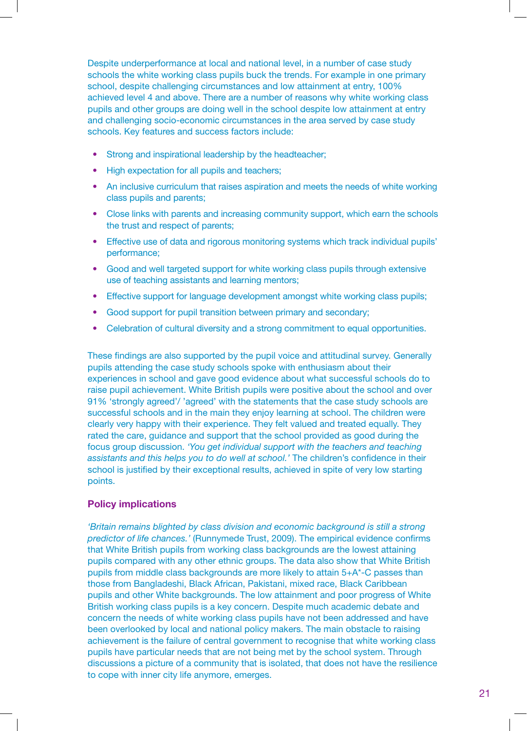Despite underperformance at local and national level, in a number of case study schools the white working class pupils buck the trends. For example in one primary school, despite challenging circumstances and low attainment at entry, 100% achieved level 4 and above. There are a number of reasons why white working class pupils and other groups are doing well in the school despite low attainment at entry and challenging socio-economic circumstances in the area served by case study schools. Key features and success factors include:

- Strong and inspirational leadership by the headteacher;
- High expectation for all pupils and teachers;
- An inclusive curriculum that raises aspiration and meets the needs of white working class pupils and parents;
- Close links with parents and increasing community support, which earn the schools the trust and respect of parents;
- Effective use of data and rigorous monitoring systems which track individual pupils' performance;
- Good and well targeted support for white working class pupils through extensive use of teaching assistants and learning mentors;
- Effective support for language development amongst white working class pupils;
- Good support for pupil transition between primary and secondary;
- Celebration of cultural diversity and a strong commitment to equal opportunities.

These findings are also supported by the pupil voice and attitudinal survey. Generally pupils attending the case study schools spoke with enthusiasm about their experiences in school and gave good evidence about what successful schools do to raise pupil achievement. White British pupils were positive about the school and over 91% 'strongly agreed'/ 'agreed' with the statements that the case study schools are successful schools and in the main they enjoy learning at school. The children were clearly very happy with their experience. They felt valued and treated equally. They rated the care, guidance and support that the school provided as good during the focus group discussion. *'You get individual support with the teachers and teaching assistants and this helps you to do well at school.'* The children's confidence in their school is justified by their exceptional results, achieved in spite of very low starting points.

### Policy implications

*'Britain remains blighted by class division and economic background is still a strong predictor of life chances.'* (Runnymede Trust, 2009). The empirical evidence confirms that White British pupils from working class backgrounds are the lowest attaining pupils compared with any other ethnic groups. The data also show that White British pupils from middle class backgrounds are more likely to attain 5+A*-C passes than those from Bangladeshi, Black African, Pakistani, mixed race, Black Caribbean pupils and other White backgrounds. The low attainment and poor progress of White British working class pupils is a key concern. Despite much academic debate and concern the needs of white working class pupils have not been addressed and have been overlooked by local and national policy makers. The main obstacle to raising achievement is the failure of central government to recognise that white working class pupils have particular needs that are not being met by the school system. Through discussions a picture of a community that is isolated, that does not have the resilience to cope with inner city life anymore, emerges.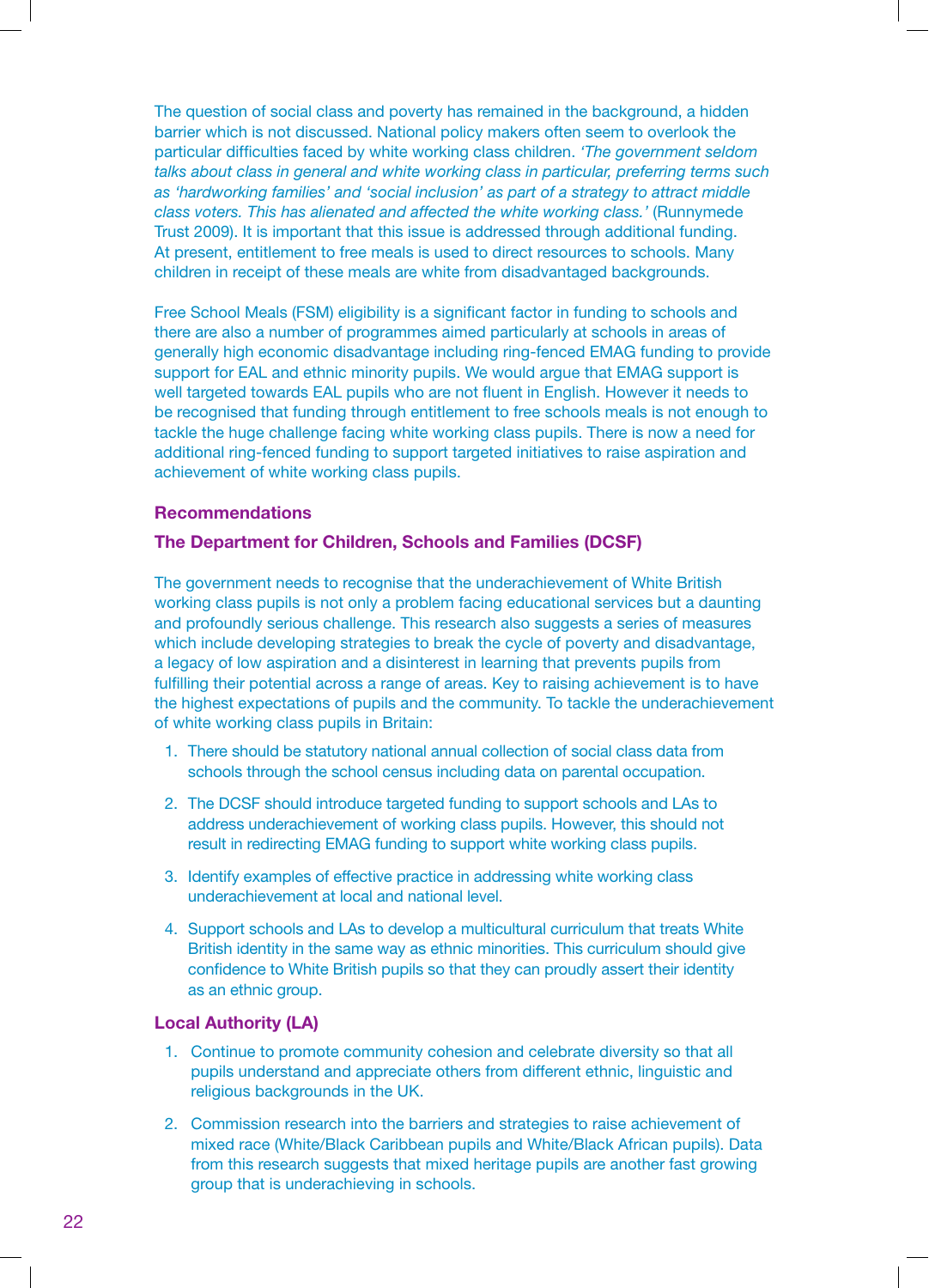The question of social class and poverty has remained in the background, a hidden barrier which is not discussed. National policy makers often seem to overlook the particular difficulties faced by white working class children. *'The government seldom talks about class in general and white working class in particular, preferring terms such as 'hardworking families' and 'social inclusion' as part of a strategy to attract middle class voters. This has alienated and affected the white working class.'* (Runnymede Trust 2009). It is important that this issue is addressed through additional funding. At present, entitlement to free meals is used to direct resources to schools. Many children in receipt of these meals are white from disadvantaged backgrounds.

Free School Meals (FSM) eligibility is a significant factor in funding to schools and there are also a number of programmes aimed particularly at schools in areas of generally high economic disadvantage including ring-fenced EMAG funding to provide support for EAL and ethnic minority pupils. We would argue that EMAG support is well targeted towards EAL pupils who are not fluent in English. However it needs to be recognised that funding through entitlement to free schools meals is not enough to tackle the huge challenge facing white working class pupils. There is now a need for additional ring-fenced funding to support targeted initiatives to raise aspiration and achievement of white working class pupils.

## Recommendations

### The Department for Children, Schools and Families (DCSF)

The government needs to recognise that the underachievement of White British working class pupils is not only a problem facing educational services but a daunting and profoundly serious challenge. This research also suggests a series of measures which include developing strategies to break the cycle of poverty and disadvantage, a legacy of low aspiration and a disinterest in learning that prevents pupils from fulfilling their potential across a range of areas. Key to raising achievement is to have the highest expectations of pupils and the community. To tackle the underachievement of white working class pupils in Britain:

1. There should be statutory national annual collection of social class data from schools through the school census including data on parental occupation.
2. The DCSF should introduce targeted funding to support schools and LAs to address underachievement of working class pupils. However, this should not result in redirecting EMAG funding to support white working class pupils.
3. Identify examples of effective practice in addressing white working class underachievement at local and national level.
4. Support schools and LAs to develop a multicultural curriculum that treats White British identity in the same way as ethnic minorities. This curriculum should give confidence to White British pupils so that they can proudly assert their identity as an ethnic group.

### Local Authority (LA)

1. Continue to promote community cohesion and celebrate diversity so that all pupils understand and appreciate others from different ethnic, linguistic and religious backgrounds in the UK.
2. Commission research into the barriers and strategies to raise achievement of mixed race (White/Black Caribbean pupils and White/Black African pupils). Data from this research suggests that mixed heritage pupils are another fast growing group that is underachieving in schools.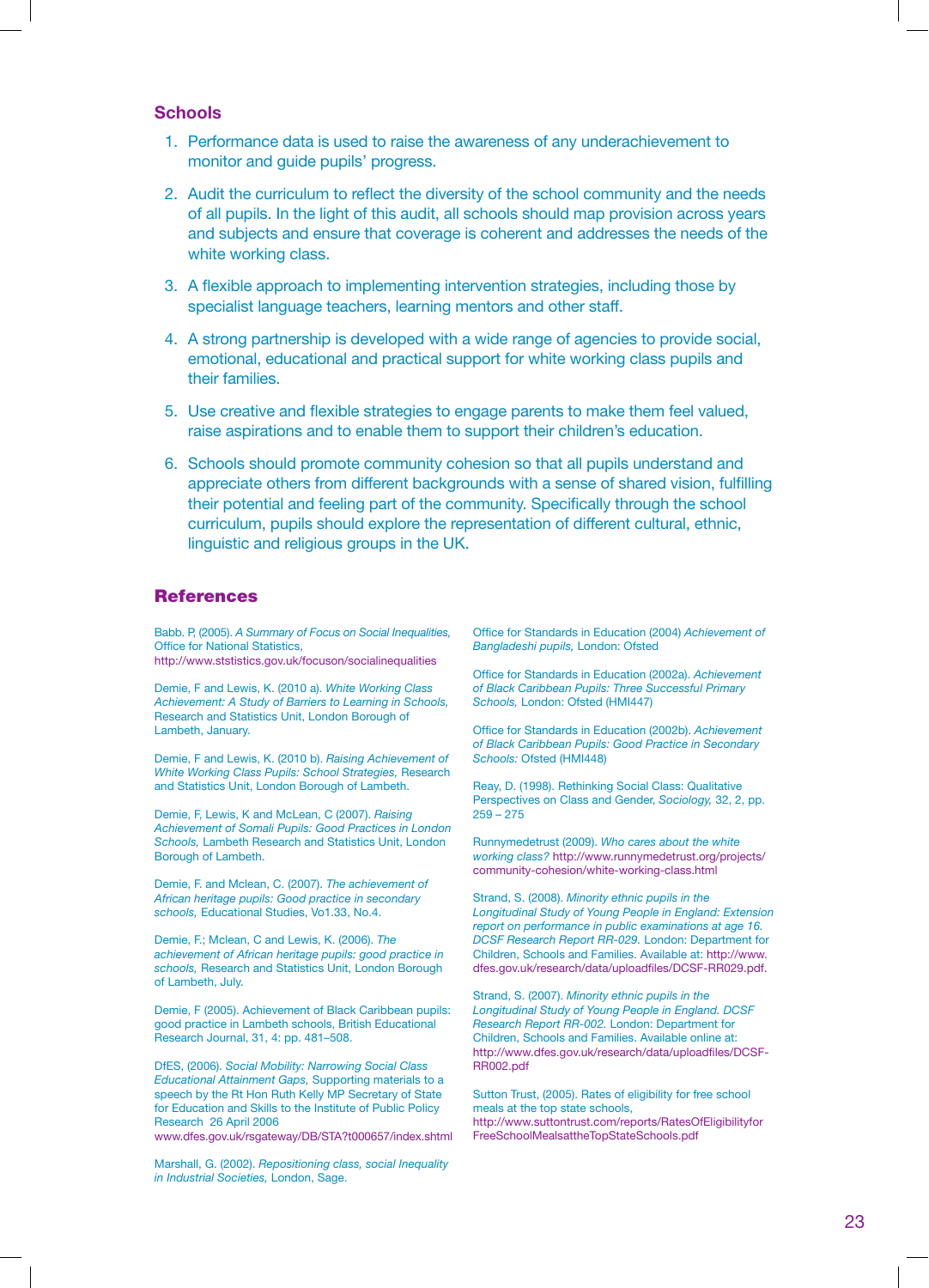## Schools

1. Performance data is used to raise the awareness of any underachievement to monitor and guide pupils' progress.
2. Audit the curriculum to reflect the diversity of the school community and the needs of all pupils. In the light of this audit, all schools should map provision across years and subjects and ensure that coverage is coherent and addresses the needs of the white working class.
3. A flexible approach to implementing intervention strategies, including those by specialist language teachers, learning mentors and other staff.
4. A strong partnership is developed with a wide range of agencies to provide social, emotional, educational and practical support for white working class pupils and their families.
5. Use creative and flexible strategies to engage parents to make them feel valued, raise aspirations and to enable them to support their children's education.
6. Schools should promote community cohesion so that all pupils understand and appreciate others from different backgrounds with a sense of shared vision, fulfilling their potential and feeling part of the community. Specifically through the school curriculum, pupils should explore the representation of different cultural, ethnic, linguistic and religious groups in the UK.

## References

Babb. P, (2005). *A Summary of Focus on Social Inequalities,* Office for National Statistics, http://www.ststistics.gov.uk/focuson/socialinequalities

Demie, F and Lewis, K. (2010 a). *White Working Class Achievement: A Study of Barriers to Learning in Schools,* Research and Statistics Unit, London Borough of Lambeth, January.

Demie, F and Lewis, K. (2010 b). *Raising Achievement of White Working Class Pupils: School Strategies,* Research and Statistics Unit, London Borough of Lambeth.

Demie, F, Lewis, K and McLean, C (2007). *Raising Achievement of Somali Pupils: Good Practices in London Schools,* Lambeth Research and Statistics Unit, London Borough of Lambeth.

Demie, F. and Mclean, C. (2007). *The achievement of African heritage pupils: Good practice in secondary schools,* Educational Studies, Vo1.33, No.4.

Demie, F.; Mclean, C and Lewis, K. (2006). *The achievement of African heritage pupils: good practice in schools,* Research and Statistics Unit, London Borough of Lambeth, July.

Demie, F (2005). Achievement of Black Caribbean pupils: good practice in Lambeth schools, British Educational Research Journal, 31, 4: pp. 481–508.

DfES, (2006). *Social Mobility: Narrowing Social Class Educational Attainment Gaps,* Supporting materials to a speech by the Rt Hon Ruth Kelly MP Secretary of State for Education and Skills to the Institute of Public Policy Research 26 April 2006 www.dfes.gov.uk/rsgateway/DB/STA?t000657/index.shtml

Marshall, G. (2002). *Repositioning class, social Inequality in Industrial Societies,* London, Sage.

Office for Standards in Education (2004) *Achievement of Bangladeshi pupils,* London: Ofsted

Office for Standards in Education (2002a). *Achievement of Black Caribbean Pupils: Three Successful Primary Schools,* London: Ofsted (HMI447)

Office for Standards in Education (2002b). *Achievement of Black Caribbean Pupils: Good Practice in Secondary Schools:* Ofsted (HMI448)

Reay, D. (1998). Rethinking Social Class: Qualitative Perspectives on Class and Gender, *Sociology,* 32, 2, pp. 259 – 275

Runnymedetrust (2009). *Who cares about the white working class?* http://www.runnymedetrust.org/projects/community-cohesion/white-working-class.html

Strand, S. (2008). *Minority ethnic pupils in the Longitudinal Study of Young People in England: Extension report on performance in public examinations at age 16. DCSF Research Report RR-029.* London: Department for Children, Schools and Families. Available at: http://www.dfes.gov.uk/research/data/uploadfiles/DCSF-RR029.pdf.

Strand, S. (2007). *Minority ethnic pupils in the Longitudinal Study of Young People in England. DCSF Research Report RR-002.* London: Department for Children, Schools and Families. Available online at: http://www.dfes.gov.uk/research/data/uploadfiles/DCSF-RR002.pdf

Sutton Trust, (2005). Rates of eligibility for free school meals at the top state schools, http://www.suttontrust.com/reports/RatesOfEligibilityforFreeSchoolMealsattheTopStateSchools.pdf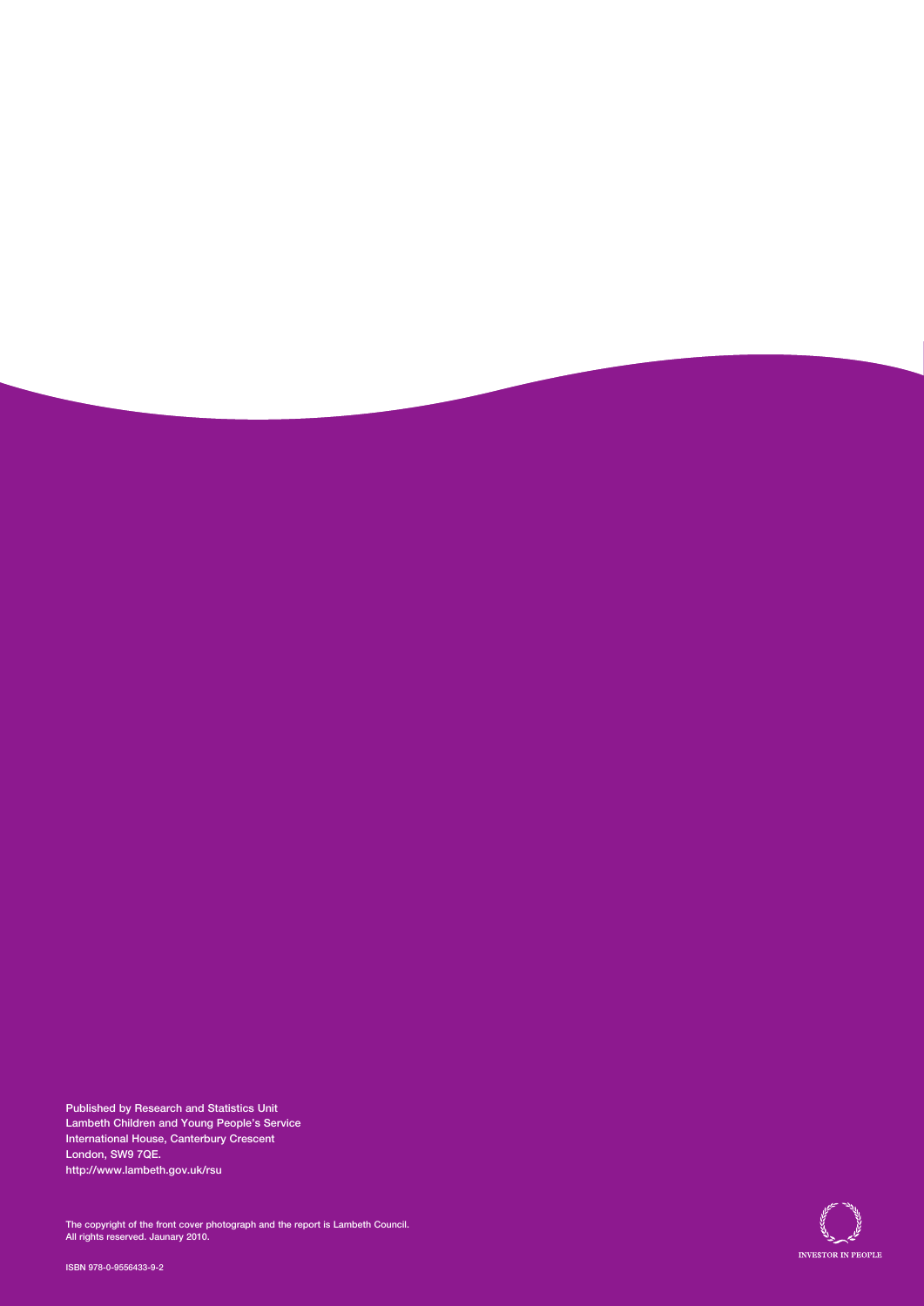Published by Research and Statistics Unit
Lambeth Children and Young People's Service
International House, Canterbury Crescent
London, SW9 7QE.
http://www.lambeth.gov.uk/rsu

The copyright of the front cover photograph and the report is Lambeth Council.
All rights reserved. Jaunary 2010.

INVESTOR IN PEOPLE

ISBN 978-0-9556433-9-2